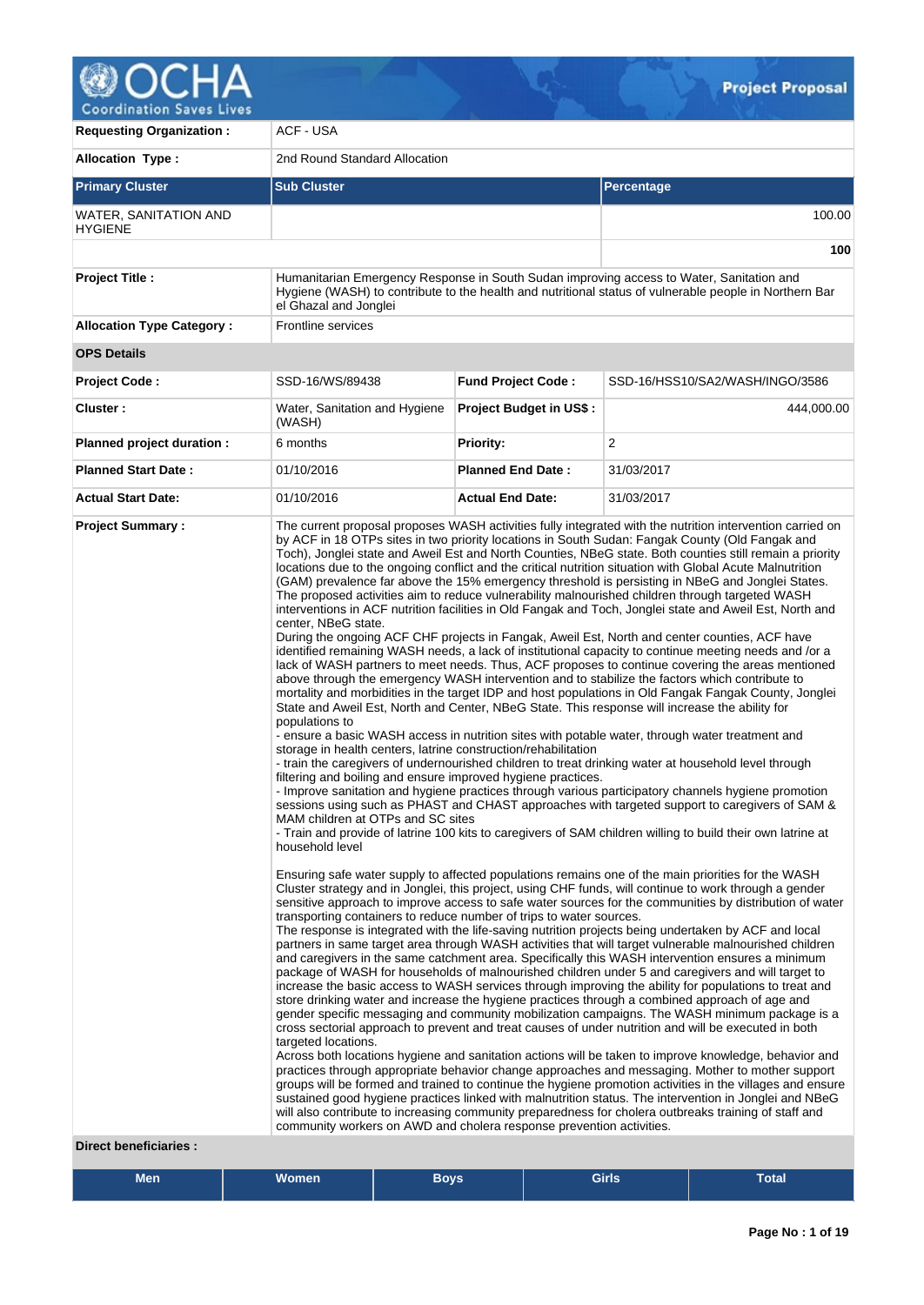| | | | |
|---|---|---|---|
| **Requesting Organization :** | ACF - USA | | |
| **Allocation Type :** | 2nd Round Standard Allocation | | |
| **Primary Cluster** | **Sub Cluster** | | **Percentage** |
| WATER, SANITATION AND HYGIENE | | | 100.00 |
| | | | **100** |
| **Project Title :** | Humanitarian Emergency Response in South Sudan improving access to Water, Sanitation and Hygiene (WASH) to contribute to the health and nutritional status of vulnerable people in Northern Bar el Ghazal and Jonglei | | |
| **Allocation Type Category :** | Frontline services | | |

**OPS Details**

| | | | |
|---|---|---|---|
| **Project Code :** | SSD-16/WS/89438 | **Fund Project Code :** | SSD-16/HSS10/SA2/WASH/INGO/3586 |
| **Cluster :** | Water, Sanitation and Hygiene (WASH) | **Project Budget in US$ :** | 444,000.00 |
| **Planned project duration :** | 6 months | **Priority:** | 2 |
| **Planned Start Date :** | 01/10/2016 | **Planned End Date :** | 31/03/2017 |
| **Actual Start Date:** | 01/10/2016 | **Actual End Date:** | 31/03/2017 |

**Project Summary :**

The current proposal proposes WASH activities fully integrated with the nutrition intervention carried on by ACF in 18 OTPs sites in two priority locations in South Sudan: Fangak County (Old Fangak and Toch), Jonglei state and Aweil Est and North Counties, NBeG state. Both counties still remain a priority locations due to the ongoing conflict and the critical nutrition situation with Global Acute Malnutrition (GAM) prevalence far above the 15% emergency threshold is persisting in NBeG and Jonglei States. The proposed activities aim to reduce vulnerability malnourished children through targeted WASH interventions in ACF nutrition facilities in Old Fangak and Toch, Jonglei state and Aweil Est, North and center, NBeG state.
During the ongoing ACF CHF projects in Fangak, Aweil Est, North and center counties, ACF have identified remaining WASH needs, a lack of institutional capacity to continue meeting needs and /or a lack of WASH partners to meet needs. Thus, ACF proposes to continue covering the areas mentioned above through the emergency WASH intervention and to stabilize the factors which contribute to mortality and morbidities in the target IDP and host populations in Old Fangak Fangak County, Jonglei State and Aweil Est, North and Center, NBeG State. This response will increase the ability for populations to
- ensure a basic WASH access in nutrition sites with potable water, through water treatment and storage in health centers, latrine construction/rehabilitation
- train the caregivers of undernourished children to treat drinking water at household level through filtering and boiling and ensure improved hygiene practices.
- Improve sanitation and hygiene practices through various participatory channels hygiene promotion sessions using such as PHAST and CHAST approaches with targeted support to caregivers of SAM & MAM children at OTPs and SC sites
- Train and provide of latrine 100 kits to caregivers of SAM children willing to build their own latrine at household level

Ensuring safe water supply to affected populations remains one of the main priorities for the WASH Cluster strategy and in Jonglei, this project, using CHF funds, will continue to work through a gender sensitive approach to improve access to safe water sources for the communities by distribution of water transporting containers to reduce number of trips to water sources.
The response is integrated with the life-saving nutrition projects being undertaken by ACF and local partners in same target area through WASH activities that will target vulnerable malnourished children and caregivers in the same catchment area. Specifically this WASH intervention ensures a minimum package of WASH for households of malnourished children under 5 and caregivers and will target to increase the basic access to WASH services through improving the ability for populations to treat and store drinking water and increase the hygiene practices through a combined approach of age and gender specific messaging and community mobilization campaigns. The WASH minimum package is a cross sectorial approach to prevent and treat causes of under nutrition and will be executed in both targeted locations.
Across both locations hygiene and sanitation actions will be taken to improve knowledge, behavior and practices through appropriate behavior change approaches and messaging. Mother to mother support groups will be formed and trained to continue the hygiene promotion activities in the villages and ensure sustained good hygiene practices linked with malnutrition status. The intervention in Jonglei and NBeG will also contribute to increasing community preparedness for cholera outbreaks training of staff and community workers on AWD and cholera response prevention activities.

**Direct beneficiaries :**

| Men | Women | Boys | Girls | Total |
|---|---|---|---|---|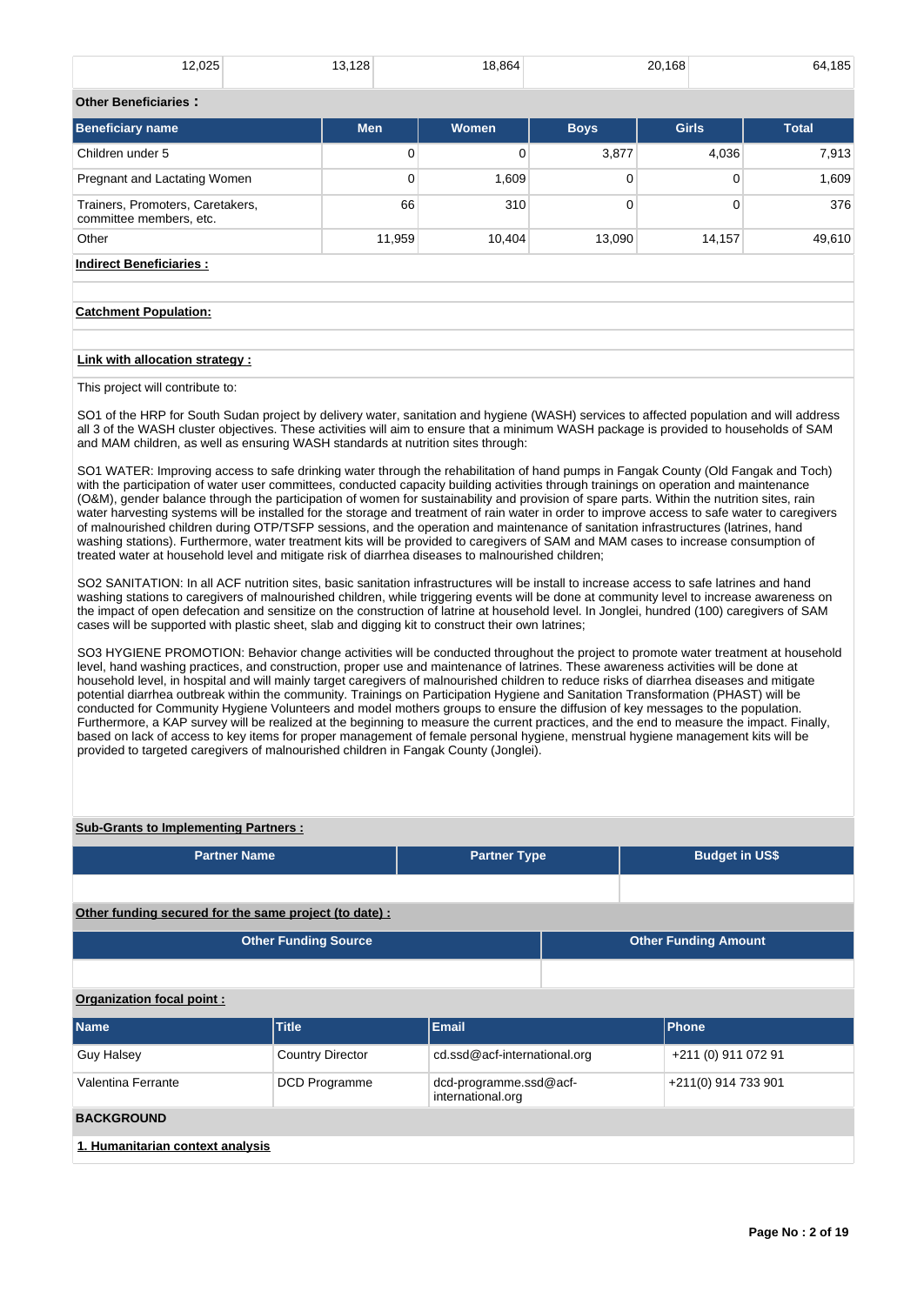| 12,025 | 13,128 | 18,864 | 20,168 | 64,185 |
|---|---|---|---|---|

**Other Beneficiaries :**

| Beneficiary name | Men | Women | Boys | Girls | Total |
|---|---|---|---|---|---|
| Children under 5 | 0 | 0 | 3,877 | 4,036 | 7,913 |
| Pregnant and Lactating Women | 0 | 1,609 | 0 | 0 | 1,609 |
| Trainers, Promoters, Caretakers, committee members, etc. | 66 | 310 | 0 | 0 | 376 |
| Other | 11,959 | 10,404 | 13,090 | 14,157 | 49,610 |

**Indirect Beneficiaries :**

**Catchment Population:**

**Link with allocation strategy :**

This project will contribute to:

SO1 of the HRP for South Sudan project by delivery water, sanitation and hygiene (WASH) services to affected population and will address all 3 of the WASH cluster objectives. These activities will aim to ensure that a minimum WASH package is provided to households of SAM and MAM children, as well as ensuring WASH standards at nutrition sites through:

SO1 WATER: Improving access to safe drinking water through the rehabilitation of hand pumps in Fangak County (Old Fangak and Toch) with the participation of water user committees, conducted capacity building activities through trainings on operation and maintenance (O&M), gender balance through the participation of women for sustainability and provision of spare parts. Within the nutrition sites, rain water harvesting systems will be installed for the storage and treatment of rain water in order to improve access to safe water to caregivers of malnourished children during OTP/TSFP sessions, and the operation and maintenance of sanitation infrastructures (latrines, hand washing stations). Furthermore, water treatment kits will be provided to caregivers of SAM and MAM cases to increase consumption of treated water at household level and mitigate risk of diarrhea diseases to malnourished children;

SO2 SANITATION: In all ACF nutrition sites, basic sanitation infrastructures will be install to increase access to safe latrines and hand washing stations to caregivers of malnourished children, while triggering events will be done at community level to increase awareness on the impact of open defecation and sensitize on the construction of latrine at household level. In Jonglei, hundred (100) caregivers of SAM cases will be supported with plastic sheet, slab and digging kit to construct their own latrines;

SO3 HYGIENE PROMOTION: Behavior change activities will be conducted throughout the project to promote water treatment at household level, hand washing practices, and construction, proper use and maintenance of latrines. These awareness activities will be done at household level, in hospital and will mainly target caregivers of malnourished children to reduce risks of diarrhea diseases and mitigate potential diarrhea outbreak within the community. Trainings on Participation Hygiene and Sanitation Transformation (PHAST) will be conducted for Community Hygiene Volunteers and model mothers groups to ensure the diffusion of key messages to the population. Furthermore, a KAP survey will be realized at the beginning to measure the current practices, and the end to measure the impact. Finally, based on lack of access to key items for proper management of female personal hygiene, menstrual hygiene management kits will be provided to targeted caregivers of malnourished children in Fangak County (Jonglei).

**Sub-Grants to Implementing Partners :**

| Partner Name | Partner Type | Budget in US$ |
|---|---|---|
| | | |

**Other funding secured for the same project (to date) :**

| Other Funding Source | Other Funding Amount |
|---|---|
| | |

**Organization focal point :**

| Name | Title | Email | Phone |
|---|---|---|---|
| Guy Halsey | Country Director | cd.ssd@acf-international.org | +211 (0) 911 072 91 |
| Valentina Ferrante | DCD Programme | dcd-programme.ssd@acf-international.org | +211(0) 914 733 901 |

**BACKGROUND**

**1. Humanitarian context analysis**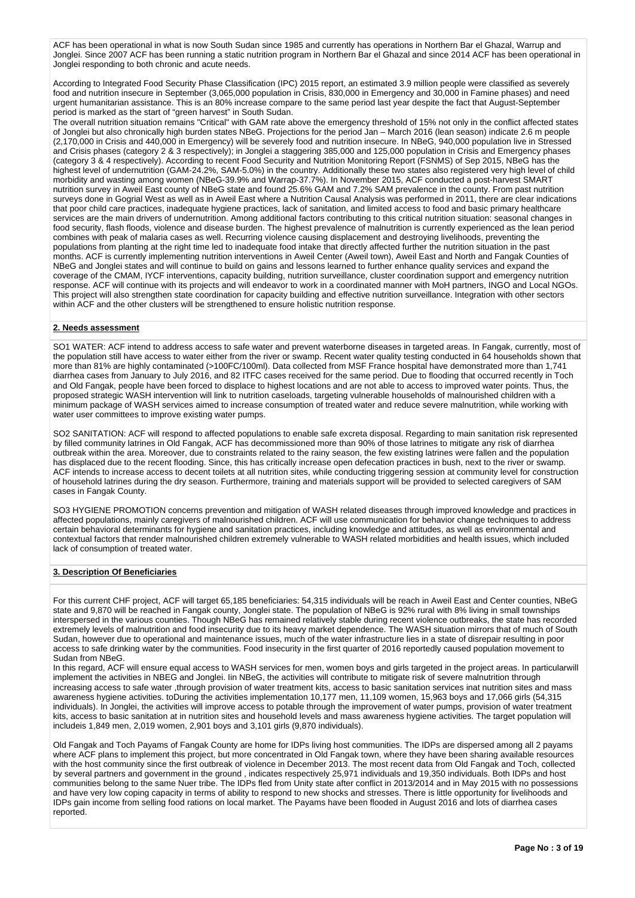ACF has been operational in what is now South Sudan since 1985 and currently has operations in Northern Bar el Ghazal, Warrup and Jonglei. Since 2007 ACF has been running a static nutrition program in Northern Bar el Ghazal and since 2014 ACF has been operational in Jonglei responding to both chronic and acute needs.

According to Integrated Food Security Phase Classification (IPC) 2015 report, an estimated 3.9 million people were classified as severely food and nutrition insecure in September (3,065,000 population in Crisis, 830,000 in Emergency and 30,000 in Famine phases) and need urgent humanitarian assistance. This is an 80% increase compare to the same period last year despite the fact that August-September period is marked as the start of "green harvest" in South Sudan.

The overall nutrition situation remains "Critical" with GAM rate above the emergency threshold of 15% not only in the conflict affected states of Jonglei but also chronically high burden states NBeG. Projections for the period Jan – March 2016 (lean season) indicate 2.6 m people (2,170,000 in Crisis and 440,000 in Emergency) will be severely food and nutrition insecure. In NBeG, 940,000 population live in Stressed and Crisis phases (category 2 & 3 respectively); in Jonglei a staggering 385,000 and 125,000 population in Crisis and Emergency phases (category 3 & 4 respectively). According to recent Food Security and Nutrition Monitoring Report (FSNMS) of Sep 2015, NBeG has the highest level of undernutrition (GAM-24.2%, SAM-5.0%) in the country. Additionally these two states also registered very high level of child morbidity and wasting among women (NBeG-39.9% and Warrap-37.7%). In November 2015, ACF conducted a post-harvest SMART nutrition survey in Aweil East county of NBeG state and found 25.6% GAM and 7.2% SAM prevalence in the county. From past nutrition surveys done in Gogrial West as well as in Aweil East where a Nutrition Causal Analysis was performed in 2011, there are clear indications that poor child care practices, inadequate hygiene practices, lack of sanitation, and limited access to food and basic primary healthcare services are the main drivers of undernutrition. Among additional factors contributing to this critical nutrition situation: seasonal changes in food security, flash floods, violence and disease burden. The highest prevalence of malnutrition is currently experienced as the lean period combines with peak of malaria cases as well. Recurring violence causing displacement and destroying livelihoods, preventing the populations from planting at the right time led to inadequate food intake that directly affected further the nutrition situation in the past months. ACF is currently implementing nutrition interventions in Aweil Center (Aweil town), Aweil East and North and Fangak Counties of NBeG and Jonglei states and will continue to build on gains and lessons learned to further enhance quality services and expand the coverage of the CMAM, IYCF interventions, capacity building, nutrition surveillance, cluster coordination support and emergency nutrition response. ACF will continue with its projects and will endeavor to work in a coordinated manner with MoH partners, INGO and Local NGOs. This project will also strengthen state coordination for capacity building and effective nutrition surveillance. Integration with other sectors within ACF and the other clusters will be strengthened to ensure holistic nutrition response.

**2. Needs assessment**

SO1 WATER: ACF intend to address access to safe water and prevent waterborne diseases in targeted areas. In Fangak, currently, most of the population still have access to water either from the river or swamp. Recent water quality testing conducted in 64 households shown that more than 81% are highly contaminated (>100FC/100ml). Data collected from MSF France hospital have demonstrated more than 1,741 diarrhea cases from January to July 2016, and 82 ITFC cases received for the same period. Due to flooding that occurred recently in Toch and Old Fangak, people have been forced to displace to highest locations and are not able to access to improved water points. Thus, the proposed strategic WASH intervention will link to nutrition caseloads, targeting vulnerable households of malnourished children with a minimum package of WASH services aimed to increase consumption of treated water and reduce severe malnutrition, while working with water user committees to improve existing water pumps.

SO2 SANITATION: ACF will respond to affected populations to enable safe excreta disposal. Regarding to main sanitation risk represented by filled community latrines in Old Fangak, ACF has decommissioned more than 90% of those latrines to mitigate any risk of diarrhea outbreak within the area. Moreover, due to constraints related to the rainy season, the few existing latrines were fallen and the population has displaced due to the recent flooding. Since, this has critically increase open defecation practices in bush, next to the river or swamp. ACF intends to increase access to decent toilets at all nutrition sites, while conducting triggering session at community level for construction of household latrines during the dry season. Furthermore, training and materials support will be provided to selected caregivers of SAM cases in Fangak County.

SO3 HYGIENE PROMOTION concerns prevention and mitigation of WASH related diseases through improved knowledge and practices in affected populations, mainly caregivers of malnourished children. ACF will use communication for behavior change techniques to address certain behavioral determinants for hygiene and sanitation practices, including knowledge and attitudes, as well as environmental and contextual factors that render malnourished children extremely vulnerable to WASH related morbidities and health issues, which included lack of consumption of treated water.

**3. Description Of Beneficiaries**

For this current CHF project, ACF will target 65,185 beneficiaries: 54,315 individuals will be reach in Aweil East and Center counties, NBeG state and 9,870 will be reached in Fangak county, Jonglei state. The population of NBeG is 92% rural with 8% living in small townships interspersed in the various counties. Though NBeG has remained relatively stable during recent violence outbreaks, the state has recorded extremely levels of malnutrition and food insecurity due to its heavy market dependence. The WASH situation mirrors that of much of South Sudan, however due to operational and maintenance issues, much of the water infrastructure lies in a state of disrepair resulting in poor access to safe drinking water by the communities. Food insecurity in the first quarter of 2016 reportedly caused population movement to Sudan from NBeG.

In this regard, ACF will ensure equal access to WASH services for men, women boys and girls targeted in the project areas. In particularwill implement the activities in NBEG and Jonglei. Iin NBeG, the activities will contribute to mitigate risk of severe malnutrition through increasing access to safe water ,through provision of water treatment kits, access to basic sanitation services inat nutrition sites and mass awareness hygiene activities. toDuring the activities implementation 10,177 men, 11,109 women, 15,963 boys and 17,066 girls (54,315 individuals). In Jonglei, the activities will improve access to potable through the improvement of water pumps, provision of water treatment kits, access to basic sanitation at in nutrition sites and household levels and mass awareness hygiene activities. The target population will includeis 1,849 men, 2,019 women, 2,901 boys and 3,101 girls (9,870 individuals).

Old Fangak and Toch Payams of Fangak County are home for IDPs living host communities. The IDPs are dispersed among all 2 payams where ACF plans to implement this project, but more concentrated in Old Fangak town, where they have been sharing available resources with the host community since the first outbreak of violence in December 2013. The most recent data from Old Fangak and Toch, collected by several partners and government in the ground , indicates respectively 25,971 individuals and 19,350 individuals. Both IDPs and host communities belong to the same Nuer tribe. The IDPs fled from Unity state after conflict in 2013/2014 and in May 2015 with no possessions and have very low coping capacity in terms of ability to respond to new shocks and stresses. There is little opportunity for livelihoods and IDPs gain income from selling food rations on local market. The Payams have been flooded in August 2016 and lots of diarrhea cases reported.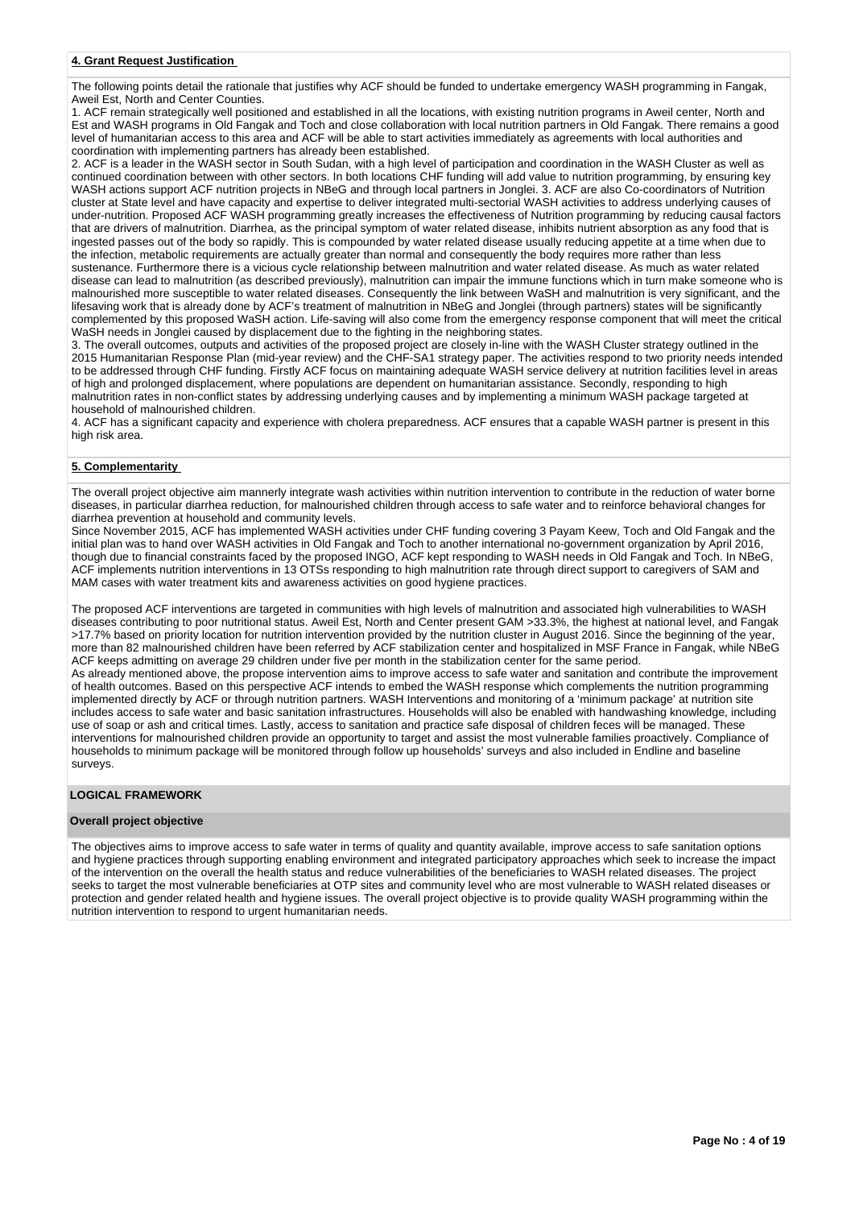**4. Grant Request Justification**

The following points detail the rationale that justifies why ACF should be funded to undertake emergency WASH programming in Fangak, Aweil Est, North and Center Counties.

1. ACF remain strategically well positioned and established in all the locations, with existing nutrition programs in Aweil center, North and Est and WASH programs in Old Fangak and Toch and close collaboration with local nutrition partners in Old Fangak. There remains a good level of humanitarian access to this area and ACF will be able to start activities immediately as agreements with local authorities and coordination with implementing partners has already been established.
2. ACF is a leader in the WASH sector in South Sudan, with a high level of participation and coordination in the WASH Cluster as well as continued coordination between with other sectors. In both locations CHF funding will add value to nutrition programming, by ensuring key WASH actions support ACF nutrition projects in NBeG and through local partners in Jonglei. 3. ACF are also Co-coordinators of Nutrition cluster at State level and have capacity and expertise to deliver integrated multi-sectorial WASH activities to address underlying causes of under-nutrition. Proposed ACF WASH programming greatly increases the effectiveness of Nutrition programming by reducing causal factors that are drivers of malnutrition. Diarrhea, as the principal symptom of water related disease, inhibits nutrient absorption as any food that is ingested passes out of the body so rapidly. This is compounded by water related disease usually reducing appetite at a time when due to the infection, metabolic requirements are actually greater than normal and consequently the body requires more rather than less sustenance. Furthermore there is a vicious cycle relationship between malnutrition and water related disease. As much as water related disease can lead to malnutrition (as described previously), malnutrition can impair the immune functions which in turn make someone who is malnourished more susceptible to water related diseases. Consequently the link between WaSH and malnutrition is very significant, and the lifesaving work that is already done by ACF's treatment of malnutrition in NBeG and Jonglei (through partners) states will be significantly complemented by this proposed WaSH action. Life-saving will also come from the emergency response component that will meet the critical WaSH needs in Jonglei caused by displacement due to the fighting in the neighboring states.
3. The overall outcomes, outputs and activities of the proposed project are closely in-line with the WASH Cluster strategy outlined in the 2015 Humanitarian Response Plan (mid-year review) and the CHF-SA1 strategy paper. The activities respond to two priority needs intended to be addressed through CHF funding. Firstly ACF focus on maintaining adequate WASH service delivery at nutrition facilities level in areas of high and prolonged displacement, where populations are dependent on humanitarian assistance. Secondly, responding to high malnutrition rates in non-conflict states by addressing underlying causes and by implementing a minimum WASH package targeted at household of malnourished children.
4. ACF has a significant capacity and experience with cholera preparedness. ACF ensures that a capable WASH partner is present in this high risk area.

**5. Complementarity**

The overall project objective aim mannerly integrate wash activities within nutrition intervention to contribute in the reduction of water borne diseases, in particular diarrhea reduction, for malnourished children through access to safe water and to reinforce behavioral changes for diarrhea prevention at household and community levels.
Since November 2015, ACF has implemented WASH activities under CHF funding covering 3 Payam Keew, Toch and Old Fangak and the initial plan was to hand over WASH activities in Old Fangak and Toch to another international no-government organization by April 2016, though due to financial constraints faced by the proposed INGO, ACF kept responding to WASH needs in Old Fangak and Toch. In NBeG, ACF implements nutrition interventions in 13 OTSs responding to high malnutrition rate through direct support to caregivers of SAM and MAM cases with water treatment kits and awareness activities on good hygiene practices.

The proposed ACF interventions are targeted in communities with high levels of malnutrition and associated high vulnerabilities to WASH diseases contributing to poor nutritional status. Aweil Est, North and Center present GAM >33.3%, the highest at national level, and Fangak >17.7% based on priority location for nutrition intervention provided by the nutrition cluster in August 2016. Since the beginning of the year, more than 82 malnourished children have been referred by ACF stabilization center and hospitalized in MSF France in Fangak, while NBeG ACF keeps admitting on average 29 children under five per month in the stabilization center for the same period.
As already mentioned above, the propose intervention aims to improve access to safe water and sanitation and contribute the improvement of health outcomes. Based on this perspective ACF intends to embed the WASH response which complements the nutrition programming implemented directly by ACF or through nutrition partners. WASH Interventions and monitoring of a 'minimum package' at nutrition site includes access to safe water and basic sanitation infrastructures. Households will also be enabled with handwashing knowledge, including use of soap or ash and critical times. Lastly, access to sanitation and practice safe disposal of children feces will be managed. These interventions for malnourished children provide an opportunity to target and assist the most vulnerable families proactively. Compliance of households to minimum package will be monitored through follow up households' surveys and also included in Endline and baseline surveys.

**LOGICAL FRAMEWORK**

**Overall project objective**

The objectives aims to improve access to safe water in terms of quality and quantity available, improve access to safe sanitation options and hygiene practices through supporting enabling environment and integrated participatory approaches which seek to increase the impact of the intervention on the overall the health status and reduce vulnerabilities of the beneficiaries to WASH related diseases. The project seeks to target the most vulnerable beneficiaries at OTP sites and community level who are most vulnerable to WASH related diseases or protection and gender related health and hygiene issues. The overall project objective is to provide quality WASH programming within the nutrition intervention to respond to urgent humanitarian needs.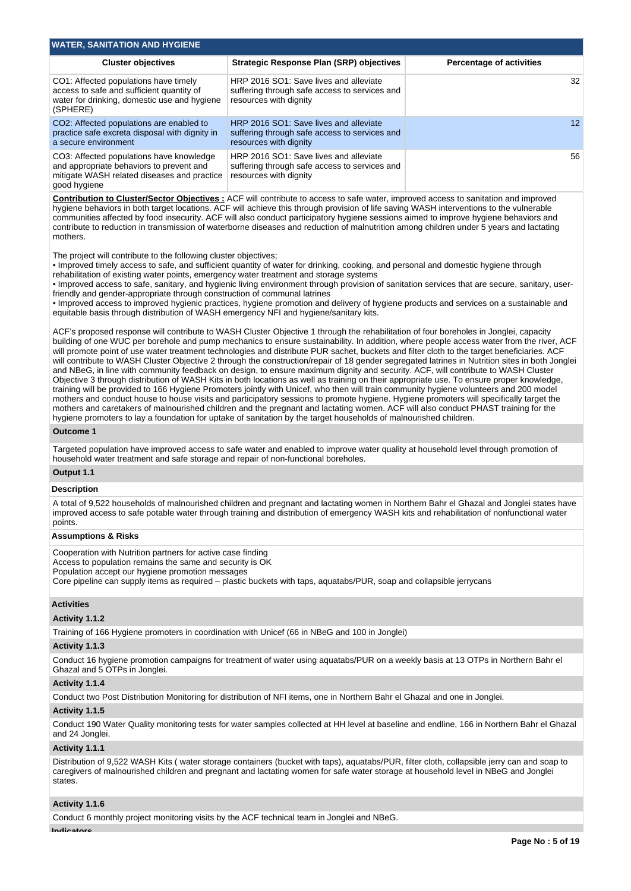## WATER, SANITATION AND HYGIENE

| Cluster objectives | Strategic Response Plan (SRP) objectives | Percentage of activities |
|---|---|---|
| CO1: Affected populations have timely access to safe and sufficient quantity of water for drinking, domestic use and hygiene (SPHERE) | HRP 2016 SO1: Save lives and alleviate suffering through safe access to services and resources with dignity | 32 |
| CO2: Affected populations are enabled to practice safe excreta disposal with dignity in a secure environment | HRP 2016 SO1: Save lives and alleviate suffering through safe access to services and resources with dignity | 12 |
| CO3: Affected populations have knowledge and appropriate behaviors to prevent and mitigate WASH related diseases and practice good hygiene | HRP 2016 SO1: Save lives and alleviate suffering through safe access to services and resources with dignity | 56 |

**Contribution to Cluster/Sector Objectives :** ACF will contribute to access to safe water, improved access to sanitation and improved hygiene behaviors in both target locations. ACF will achieve this through provision of life saving WASH interventions to the vulnerable communities affected by food insecurity. ACF will also conduct participatory hygiene sessions aimed to improve hygiene behaviors and contribute to reduction in transmission of waterborne diseases and reduction of malnutrition among children under 5 years and lactating mothers.

The project will contribute to the following cluster objectives;
• Improved timely access to safe, and sufficient quantity of water for drinking, cooking, and personal and domestic hygiene through rehabilitation of existing water points, emergency water treatment and storage systems
• Improved access to safe, sanitary, and hygienic living environment through provision of sanitation services that are secure, sanitary, user-friendly and gender-appropriate through construction of communal latrines
• Improved access to improved hygienic practices, hygiene promotion and delivery of hygiene products and services on a sustainable and equitable basis through distribution of WASH emergency NFI and hygiene/sanitary kits.

ACF's proposed response will contribute to WASH Cluster Objective 1 through the rehabilitation of four boreholes in Jonglei, capacity building of one WUC per borehole and pump mechanics to ensure sustainability. In addition, where people access water from the river, ACF will promote point of use water treatment technologies and distribute PUR sachet, buckets and filter cloth to the target beneficiaries. ACF will contribute to WASH Cluster Objective 2 through the construction/repair of 18 gender segregated latrines in Nutrition sites in both Jonglei and NBeG, in line with community feedback on design, to ensure maximum dignity and security. ACF, will contribute to WASH Cluster Objective 3 through distribution of WASH Kits in both locations as well as training on their appropriate use. To ensure proper knowledge, training will be provided to 166 Hygiene Promoters jointly with Unicef, who then will train community hygiene volunteers and 200 model mothers and conduct house to house visits and participatory sessions to promote hygiene. Hygiene promoters will specifically target the mothers and caretakers of malnourished children and the pregnant and lactating women. ACF will also conduct PHAST training for the hygiene promoters to lay a foundation for uptake of sanitation by the target households of malnourished children.

### Outcome 1

Targeted population have improved access to safe water and enabled to improve water quality at household level through promotion of household water treatment and safe storage and repair of non-functional boreholes.

### Output 1.1

**Description**

A total of 9,522 households of malnourished children and pregnant and lactating women in Northern Bahr el Ghazal and Jonglei states have improved access to safe potable water through training and distribution of emergency WASH kits and rehabilitation of nonfunctional water points.

**Assumptions & Risks**

Cooperation with Nutrition partners for active case finding
Access to population remains the same and security is OK
Population accept our hygiene promotion messages
Core pipeline can supply items as required – plastic buckets with taps, aquatabs/PUR, soap and collapsible jerrycans

**Activities**

**Activity 1.1.2**

Training of 166 Hygiene promoters in coordination with Unicef (66 in NBeG and 100 in Jonglei)

**Activity 1.1.3**

Conduct 16 hygiene promotion campaigns for treatment of water using aquatabs/PUR on a weekly basis at 13 OTPs in Northern Bahr el Ghazal and 5 OTPs in Jonglei.

**Activity 1.1.4**

Conduct two Post Distribution Monitoring for distribution of NFI items, one in Northern Bahr el Ghazal and one in Jonglei.

**Activity 1.1.5**

Conduct 190 Water Quality monitoring tests for water samples collected at HH level at baseline and endline, 166 in Northern Bahr el Ghazal and 24 Jonglei.

**Activity 1.1.1**

Distribution of 9,522 WASH Kits ( water storage containers (bucket with taps), aquatabs/PUR, filter cloth, collapsible jerry can and soap to caregivers of malnourished children and pregnant and lactating women for safe water storage at household level in NBeG and Jonglei states.

**Activity 1.1.6**

Conduct 6 monthly project monitoring visits by the ACF technical team in Jonglei and NBeG.

**Indicators**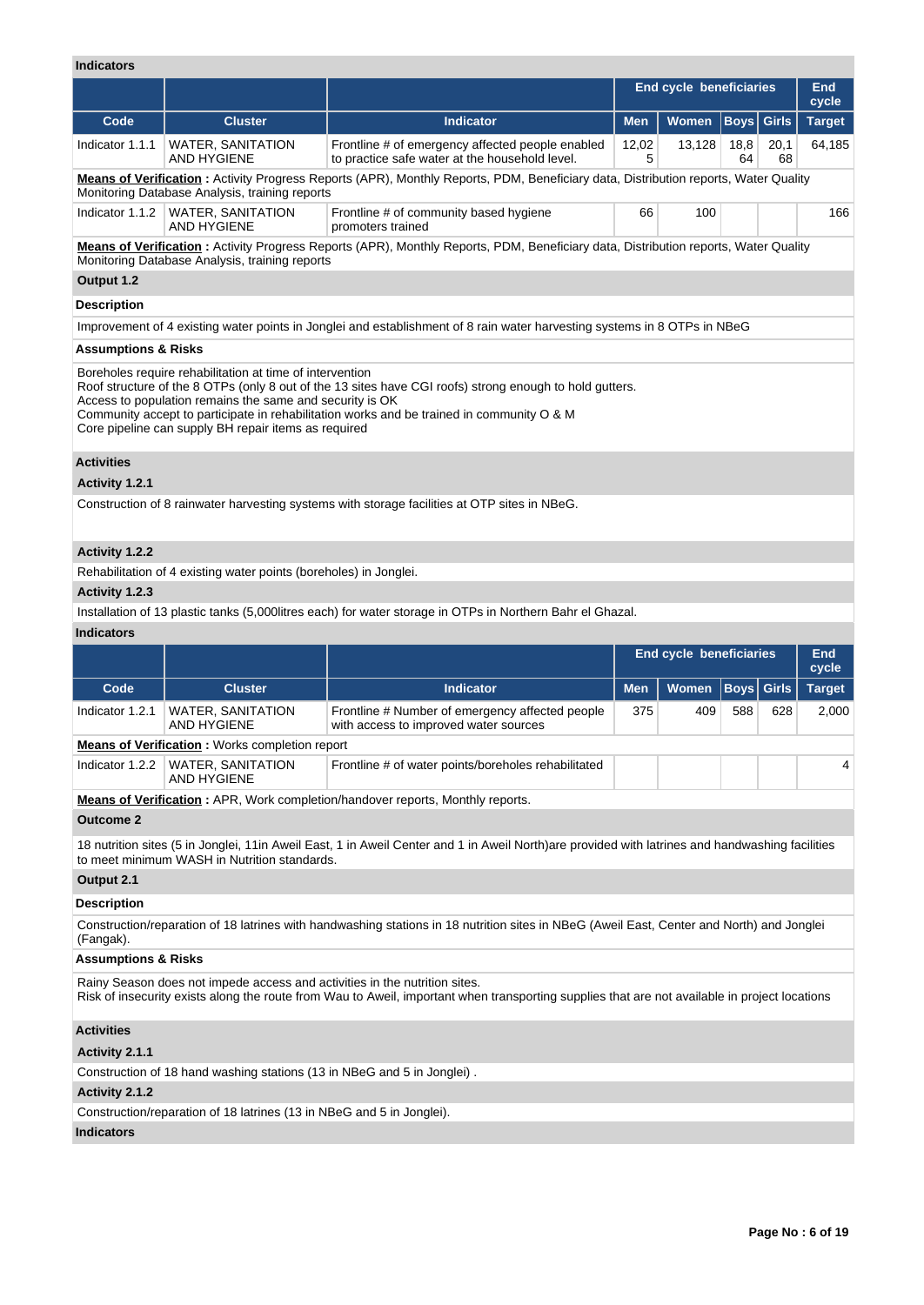**Indicators**

| | | | End cycle beneficiaries | | | | End cycle |
|---|---|---|---|---|---|---|---|
| Code | Cluster | Indicator | Men | Women | Boys | Girls | Target |
| Indicator 1.1.1 | WATER, SANITATION AND HYGIENE | Frontline # of emergency affected people enabled to practice safe water at the household level. | 12,025 | 13,128 | 18,864 | 20,168 | 64,185 |

**Means of Verification :** Activity Progress Reports (APR), Monthly Reports, PDM, Beneficiary data, Distribution reports, Water Quality Monitoring Database Analysis, training reports

| Code | Cluster | Indicator | Men | Women | Boys | Girls | Target |
|---|---|---|---|---|---|---|---|
| Indicator 1.1.2 | WATER, SANITATION AND HYGIENE | Frontline # of community based hygiene promoters trained | 66 | 100 | | | 166 |

**Means of Verification :** Activity Progress Reports (APR), Monthly Reports, PDM, Beneficiary data, Distribution reports, Water Quality Monitoring Database Analysis, training reports

**Output 1.2**

**Description**

Improvement of 4 existing water points in Jonglei and establishment of 8 rain water harvesting systems in 8 OTPs in NBeG

**Assumptions & Risks**

Boreholes require rehabilitation at time of intervention
Roof structure of the 8 OTPs (only 8 out of the 13 sites have CGI roofs) strong enough to hold gutters.
Access to population remains the same and security is OK
Community accept to participate in rehabilitation works and be trained in community O & M
Core pipeline can supply BH repair items as required

**Activities**

**Activity 1.2.1**

Construction of 8 rainwater harvesting systems with storage facilities at OTP sites in NBeG.

**Activity 1.2.2**

Rehabilitation of 4 existing water points (boreholes) in Jonglei.

**Activity 1.2.3**

Installation of 13 plastic tanks (5,000litres each) for water storage in OTPs in Northern Bahr el Ghazal.

**Indicators**

| | | | End cycle beneficiaries | | | | End cycle |
|---|---|---|---|---|---|---|---|
| Code | Cluster | Indicator | Men | Women | Boys | Girls | Target |
| Indicator 1.2.1 | WATER, SANITATION AND HYGIENE | Frontline # Number of emergency affected people with access to improved water sources | 375 | 409 | 588 | 628 | 2,000 |

**Means of Verification :** Works completion report

| Code | Cluster | Indicator | Men | Women | Boys | Girls | Target |
|---|---|---|---|---|---|---|---|
| Indicator 1.2.2 | WATER, SANITATION AND HYGIENE | Frontline # of water points/boreholes rehabilitated | | | | | 4 |

**Means of Verification :** APR, Work completion/handover reports, Monthly reports.

**Outcome 2**

18 nutrition sites (5 in Jonglei, 11in Aweil East, 1 in Aweil Center and 1 in Aweil North)are provided with latrines and handwashing facilities to meet minimum WASH in Nutrition standards.

**Output 2.1**

**Description**

Construction/reparation of 18 latrines with handwashing stations in 18 nutrition sites in NBeG (Aweil East, Center and North) and Jonglei (Fangak).

**Assumptions & Risks**

Rainy Season does not impede access and activities in the nutrition sites.
Risk of insecurity exists along the route from Wau to Aweil, important when transporting supplies that are not available in project locations

**Activities**

**Activity 2.1.1**

Construction of 18 hand washing stations (13 in NBeG and 5 in Jonglei) .

**Activity 2.1.2**

Construction/reparation of 18 latrines (13 in NBeG and 5 in Jonglei).

**Indicators**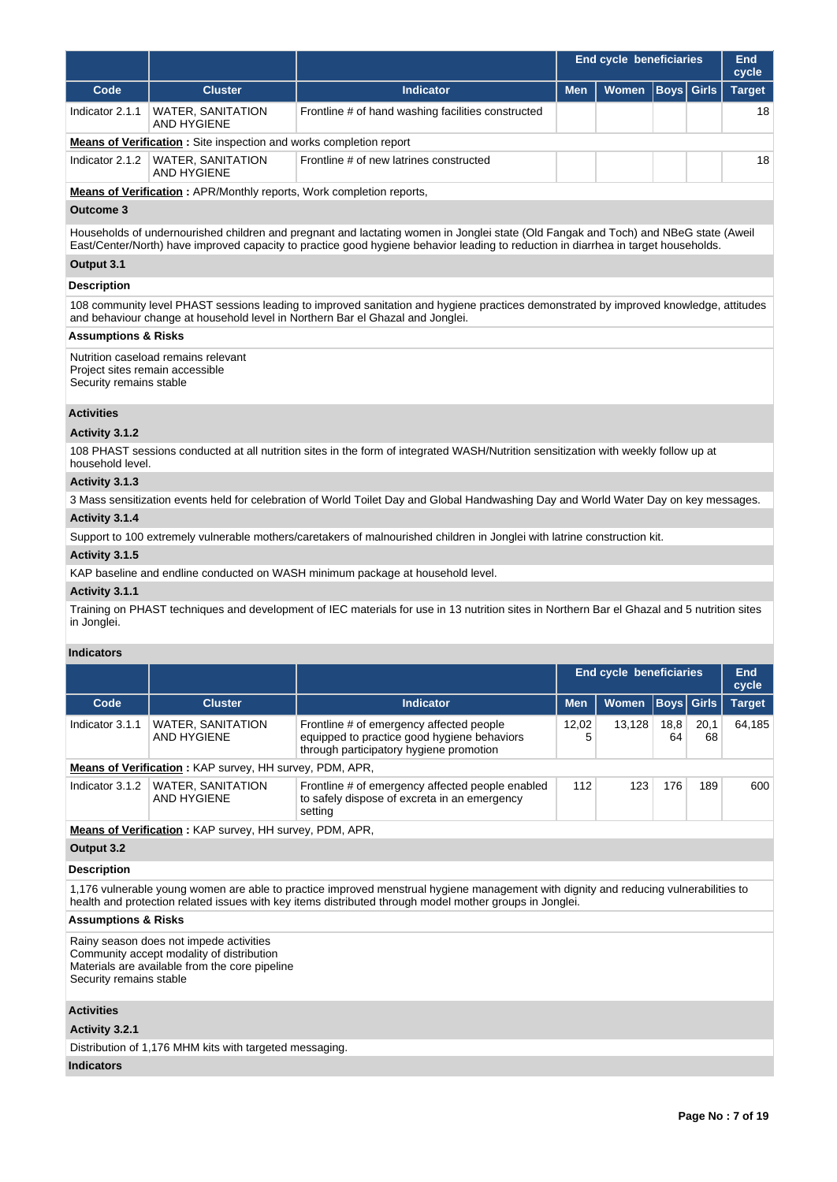| | | | End cycle beneficiaries | | | | End cycle |
|---|---|---|---|---|---|---|---|
| **Code** | **Cluster** | **Indicator** | **Men** | **Women** | **Boys** | **Girls** | **Target** |
| Indicator 2.1.1 | WATER, SANITATION AND HYGIENE | Frontline # of hand washing facilities constructed | | | | | 18 |

**Means of Verification :** Site inspection and works completion report

| Code | Cluster | Indicator | Men | Women | Boys | Girls | Target |
|---|---|---|---|---|---|---|---|
| Indicator 2.1.2 | WATER, SANITATION AND HYGIENE | Frontline # of new latrines constructed | | | | | 18 |

**Means of Verification :** APR/Monthly reports, Work completion reports,

**Outcome 3**

Households of undernourished children and pregnant and lactating women in Jonglei state (Old Fangak and Toch) and NBeG state (Aweil East/Center/North) have improved capacity to practice good hygiene behavior leading to reduction in diarrhea in target households.

**Output 3.1**

**Description**

108 community level PHAST sessions leading to improved sanitation and hygiene practices demonstrated by improved knowledge, attitudes and behaviour change at household level in Northern Bar el Ghazal and Jonglei.

**Assumptions & Risks**

Nutrition caseload remains relevant
Project sites remain accessible
Security remains stable

**Activities**

**Activity 3.1.2**

108 PHAST sessions conducted at all nutrition sites in the form of integrated WASH/Nutrition sensitization with weekly follow up at household level.

**Activity 3.1.3**

3 Mass sensitization events held for celebration of World Toilet Day and Global Handwashing Day and World Water Day on key messages.

**Activity 3.1.4**

Support to 100 extremely vulnerable mothers/caretakers of malnourished children in Jonglei with latrine construction kit.

**Activity 3.1.5**

KAP baseline and endline conducted on WASH minimum package at household level.

**Activity 3.1.1**

Training on PHAST techniques and development of IEC materials for use in 13 nutrition sites in Northern Bar el Ghazal and 5 nutrition sites in Jonglei.

**Indicators**

| | | | End cycle beneficiaries | | | | End cycle |
|---|---|---|---|---|---|---|---|
| **Code** | **Cluster** | **Indicator** | **Men** | **Women** | **Boys** | **Girls** | **Target** |
| Indicator 3.1.1 | WATER, SANITATION AND HYGIENE | Frontline # of emergency affected people equipped to practice good hygiene behaviors through participatory hygiene promotion | 12,025 | 13,128 | 18,864 | 20,168 | 64,185 |

**Means of Verification :** KAP survey, HH survey, PDM, APR,

| Code | Cluster | Indicator | Men | Women | Boys | Girls | Target |
|---|---|---|---|---|---|---|---|
| Indicator 3.1.2 | WATER, SANITATION AND HYGIENE | Frontline # of emergency affected people enabled to safely dispose of excreta in an emergency setting | 112 | 123 | 176 | 189 | 600 |

**Means of Verification :** KAP survey, HH survey, PDM, APR,

**Output 3.2**

**Description**

1,176 vulnerable young women are able to practice improved menstrual hygiene management with dignity and reducing vulnerabilities to health and protection related issues with key items distributed through model mother groups in Jonglei.

**Assumptions & Risks**

Rainy season does not impede activities
Community accept modality of distribution
Materials are available from the core pipeline
Security remains stable

**Activities**

**Activity 3.2.1**

Distribution of 1,176 MHM kits with targeted messaging.

**Indicators**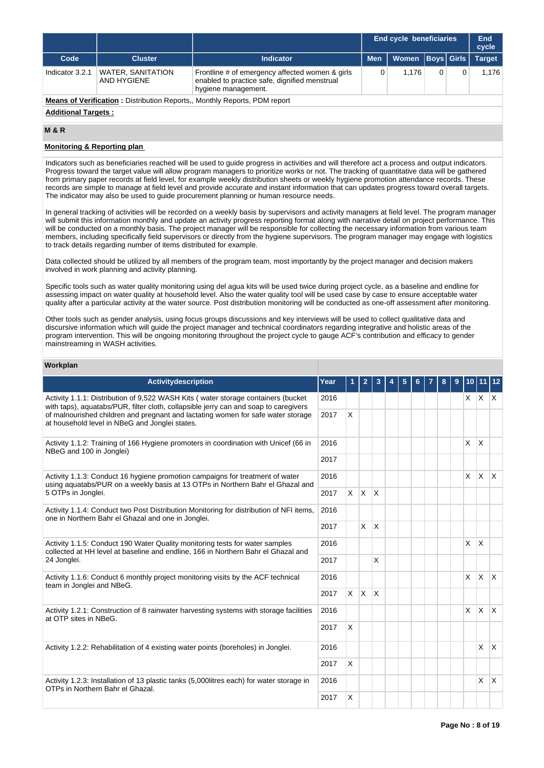| Code | Cluster | Indicator | End cycle beneficiaries | | | | End cycle |
|---|---|---|---|---|---|---|---|
| | | | Men | Women | Boys | Girls | Target |
| Indicator 3.2.1 | WATER, SANITATION AND HYGIENE | Frontline # of emergency affected women & girls enabled to practice safe, dignified menstrual hygiene management. | 0 | 1,176 | 0 | 0 | 1,176 |

**Means of Verification :** Distribution Reports,, Monthly Reports, PDM report

**Additional Targets :**

## M & R

**Monitoring & Reporting plan**

Indicators such as beneficiaries reached will be used to guide progress in activities and will therefore act a process and output indicators. Progress toward the target value will allow program managers to prioritize works or not. The tracking of quantitative data will be gathered from primary paper records at field level, for example weekly distribution sheets or weekly hygiene promotion attendance records. These records are simple to manage at field level and provide accurate and instant information that can updates progress toward overall targets. The indicator may also be used to guide procurement planning or human resource needs.

In general tracking of activities will be recorded on a weekly basis by supervisors and activity managers at field level. The program manager will submit this information monthly and update an activity progress reporting format along with narrative detail on project performance. This will be conducted on a monthly basis. The project manager will be responsible for collecting the necessary information from various team members, including specifically field supervisors or directly from the hygiene supervisors. The program manager may engage with logistics to track details regarding number of items distributed for example.

Data collected should be utilized by all members of the program team, most importantly by the project manager and decision makers involved in work planning and activity planning.

Specific tools such as water quality monitoring using del agua kits will be used twice during project cycle, as a baseline and endline for assessing impact on water quality at household level. Also the water quality tool will be used case by case to ensure acceptable water quality after a particular activity at the water source. Post distribution monitoring will be conducted as one-off assessment after monitoring.

Other tools such as gender analysis, using focus groups discussions and key interviews will be used to collect qualitative data and discursive information which will guide the project manager and technical coordinators regarding integrative and holistic areas of the program intervention. This will be ongoing monitoring throughout the project cycle to gauge ACF's contribution and efficacy to gender mainstreaming in WASH activities.

## Workplan

| Activitydescription | Year | 1 | 2 | 3 | 4 | 5 | 6 | 7 | 8 | 9 | 10 | 11 | 12 |
|---|---|---|---|---|---|---|---|---|---|---|---|---|---|
| Activity 1.1.1: Distribution of 9,522 WASH Kits ( water storage containers (bucket with taps), aquatabs/PUR, filter cloth, collapsible jerry can and soap to caregivers of malnourished children and pregnant and lactating women for safe water storage at household level in NBeG and Jonglei states. | 2016 | | | | | | | | | | X | X | X |
| | 2017 | X | | | | | | | | | | | |
| Activity 1.1.2: Training of 166 Hygiene promoters in coordination with Unicef (66 in NBeG and 100 in Jonglei) | 2016 | | | | | | | | | | X | X | |
| | 2017 | | | | | | | | | | | | |
| Activity 1.1.3: Conduct 16 hygiene promotion campaigns for treatment of water using aquatabs/PUR on a weekly basis at 13 OTPs in Northern Bahr el Ghazal and 5 OTPs in Jonglei. | 2016 | | | | | | | | | | X | X | X |
| | 2017 | X | X | X | | | | | | | | | |
| Activity 1.1.4: Conduct two Post Distribution Monitoring for distribution of NFI items, one in Northern Bahr el Ghazal and one in Jonglei. | 2016 | | | | | | | | | | | | |
| | 2017 | | X | X | | | | | | | | | |
| Activity 1.1.5: Conduct 190 Water Quality monitoring tests for water samples collected at HH level at baseline and endline, 166 in Northern Bahr el Ghazal and 24 Jonglei. | 2016 | | | | | | | | | | X | X | |
| | 2017 | | | X | | | | | | | | | |
| Activity 1.1.6: Conduct 6 monthly project monitoring visits by the ACF technical team in Jonglei and NBeG. | 2016 | | | | | | | | | | X | X | X |
| | 2017 | X | X | X | | | | | | | | | |
| Activity 1.2.1: Construction of 8 rainwater harvesting systems with storage facilities at OTP sites in NBeG. | 2016 | | | | | | | | | | X | X | X |
| | 2017 | X | | | | | | | | | | | |
| Activity 1.2.2: Rehabilitation of 4 existing water points (boreholes) in Jonglei. | 2016 | | | | | | | | | | | X | X |
| | 2017 | X | | | | | | | | | | | |
| Activity 1.2.3: Installation of 13 plastic tanks (5,000litres each) for water storage in OTPs in Northern Bahr el Ghazal. | 2016 | | | | | | | | | | | X | X |
| | 2017 | X | | | | | | | | | | | |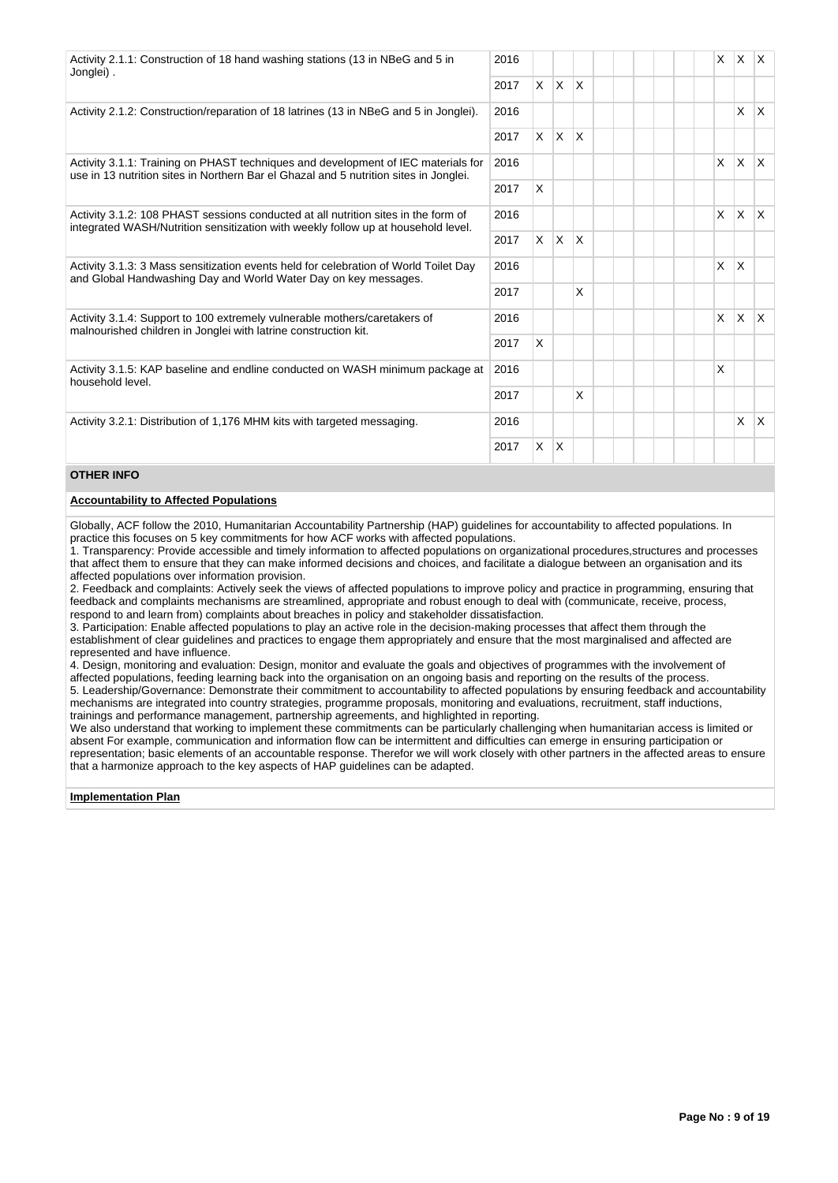| | | | | | | | | | | | | | |
|---|---|---|---|---|---|---|---|---|---|---|---|---|---|
| Activity 2.1.1: Construction of 18 hand washing stations (13 in NBeG and 5 in Jonglei) . | 2016 | | | | | | | | | | X | X | X |
| | 2017 | X | X | X | | | | | | | | | |
| Activity 2.1.2: Construction/reparation of 18 latrines (13 in NBeG and 5 in Jonglei). | 2016 | | | | | | | | | | | X | X |
| | 2017 | X | X | X | | | | | | | | | |
| Activity 3.1.1: Training on PHAST techniques and development of IEC materials for use in 13 nutrition sites in Northern Bar el Ghazal and 5 nutrition sites in Jonglei. | 2016 | | | | | | | | | | X | X | X |
| | 2017 | X | | | | | | | | | | | |
| Activity 3.1.2: 108 PHAST sessions conducted at all nutrition sites in the form of integrated WASH/Nutrition sensitization with weekly follow up at household level. | 2016 | | | | | | | | | | X | X | X |
| | 2017 | X | X | X | | | | | | | | | |
| Activity 3.1.3: 3 Mass sensitization events held for celebration of World Toilet Day and Global Handwashing Day and World Water Day on key messages. | 2016 | | | | | | | | | | X | X | |
| | 2017 | | | X | | | | | | | | | |
| Activity 3.1.4: Support to 100 extremely vulnerable mothers/caretakers of malnourished children in Jonglei with latrine construction kit. | 2016 | | | | | | | | | | X | X | X |
| | 2017 | X | | | | | | | | | | | |
| Activity 3.1.5: KAP baseline and endline conducted on WASH minimum package at household level. | 2016 | | | | | | | | | | X | | |
| | 2017 | | | X | | | | | | | | | |
| Activity 3.2.1: Distribution of 1,176 MHM kits with targeted messaging. | 2016 | | | | | | | | | | | X | X |
| | 2017 | X | X | | | | | | | | | | |

## OTHER INFO

**Accountability to Affected Populations**

Globally, ACF follow the 2010, Humanitarian Accountability Partnership (HAP) guidelines for accountability to affected populations. In practice this focuses on 5 key commitments for how ACF works with affected populations.

1. Transparency: Provide accessible and timely information to affected populations on organizational procedures,structures and processes that affect them to ensure that they can make informed decisions and choices, and facilitate a dialogue between an organisation and its affected populations over information provision.
2. Feedback and complaints: Actively seek the views of affected populations to improve policy and practice in programming, ensuring that feedback and complaints mechanisms are streamlined, appropriate and robust enough to deal with (communicate, receive, process, respond to and learn from) complaints about breaches in policy and stakeholder dissatisfaction.
3. Participation: Enable affected populations to play an active role in the decision-making processes that affect them through the establishment of clear guidelines and practices to engage them appropriately and ensure that the most marginalised and affected are represented and have influence.
4. Design, monitoring and evaluation: Design, monitor and evaluate the goals and objectives of programmes with the involvement of affected populations, feeding learning back into the organisation on an ongoing basis and reporting on the results of the process.
5. Leadership/Governance: Demonstrate their commitment to accountability to affected populations by ensuring feedback and accountability mechanisms are integrated into country strategies, programme proposals, monitoring and evaluations, recruitment, staff inductions, trainings and performance management, partnership agreements, and highlighted in reporting.

We also understand that working to implement these commitments can be particularly challenging when humanitarian access is limited or absent For example, communication and information flow can be intermittent and difficulties can emerge in ensuring participation or representation; basic elements of an accountable response. Therefor we will work closely with other partners in the affected areas to ensure that a harmonize approach to the key aspects of HAP guidelines can be adapted.

**Implementation Plan**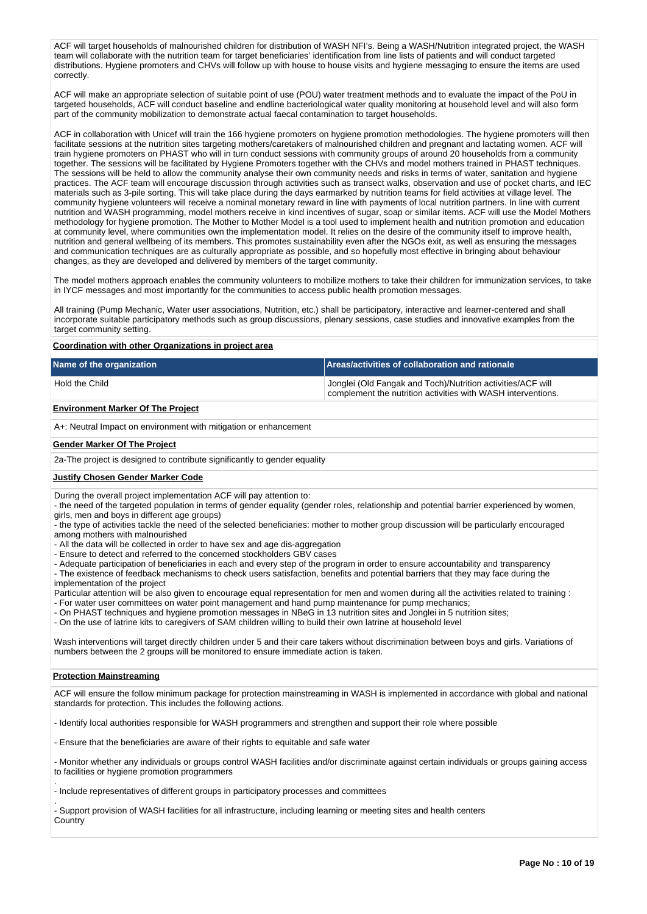ACF will target households of malnourished children for distribution of WASH NFI's. Being a WASH/Nutrition integrated project, the WASH team will collaborate with the nutrition team for target beneficiaries' identification from line lists of patients and will conduct targeted distributions. Hygiene promoters and CHVs will follow up with house to house visits and hygiene messaging to ensure the items are used correctly.

ACF will make an appropriate selection of suitable point of use (POU) water treatment methods and to evaluate the impact of the PoU in targeted households, ACF will conduct baseline and endline bacteriological water quality monitoring at household level and will also form part of the community mobilization to demonstrate actual faecal contamination to target households.

ACF in collaboration with Unicef will train the 166 hygiene promoters on hygiene promotion methodologies. The hygiene promoters will then facilitate sessions at the nutrition sites targeting mothers/caretakers of malnourished children and pregnant and lactating women. ACF will train hygiene promoters on PHAST who will in turn conduct sessions with community groups of around 20 households from a community together. The sessions will be facilitated by Hygiene Promoters together with the CHVs and model mothers trained in PHAST techniques. The sessions will be held to allow the community analyse their own community needs and risks in terms of water, sanitation and hygiene practices. The ACF team will encourage discussion through activities such as transect walks, observation and use of pocket charts, and IEC materials such as 3-pile sorting. This will take place during the days earmarked by nutrition teams for field activities at village level. The community hygiene volunteers will receive a nominal monetary reward in line with payments of local nutrition partners. In line with current nutrition and WASH programming, model mothers receive in kind incentives of sugar, soap or similar items. ACF will use the Model Mothers methodology for hygiene promotion. The Mother to Mother Model is a tool used to implement health and nutrition promotion and education at community level, where communities own the implementation model. It relies on the desire of the community itself to improve health, nutrition and general wellbeing of its members. This promotes sustainability even after the NGOs exit, as well as ensuring the messages and communication techniques are as culturally appropriate as possible, and so hopefully most effective in bringing about behaviour changes, as they are developed and delivered by members of the target community.

The model mothers approach enables the community volunteers to mobilize mothers to take their children for immunization services, to take in IYCF messages and most importantly for the communities to access public health promotion messages.

All training (Pump Mechanic, Water user associations, Nutrition, etc.) shall be participatory, interactive and learner-centered and shall incorporate suitable participatory methods such as group discussions, plenary sessions, case studies and innovative examples from the target community setting.

**Coordination with other Organizations in project area**

| Name of the organization | Areas/activities of collaboration and rationale |
|---|---|
| Hold the Child | Jonglei (Old Fangak and Toch)/Nutrition activities/ACF will complement the nutrition activities with WASH interventions. |

**Environment Marker Of The Project**

A+: Neutral Impact on environment with mitigation or enhancement

**Gender Marker Of The Project**

2a-The project is designed to contribute significantly to gender equality

**Justify Chosen Gender Marker Code**

During the overall project implementation ACF will pay attention to:
- the need of the targeted population in terms of gender equality (gender roles, relationship and potential barrier experienced by women, girls, men and boys in different age groups)
- the type of activities tackle the need of the selected beneficiaries: mother to mother group discussion will be particularly encouraged among mothers with malnourished
- All the data will be collected in order to have sex and age dis-aggregation
- Ensure to detect and referred to the concerned stockholders GBV cases
- Adequate participation of beneficiaries in each and every step of the program in order to ensure accountability and transparency
- The existence of feedback mechanisms to check users satisfaction, benefits and potential barriers that they may face during the implementation of the project

Particular attention will be also given to encourage equal representation for men and women during all the activities related to training :
- For water user committees on water point management and hand pump maintenance for pump mechanics;
- On PHAST techniques and hygiene promotion messages in NBeG in 13 nutrition sites and Jonglei in 5 nutrition sites;
- On the use of latrine kits to caregivers of SAM children willing to build their own latrine at household level

Wash interventions will target directly children under 5 and their care takers without discrimination between boys and girls. Variations of numbers between the 2 groups will be monitored to ensure immediate action is taken.

**Protection Mainstreaming**

ACF will ensure the follow minimum package for protection mainstreaming in WASH is implemented in accordance with global and national standards for protection. This includes the following actions.

- Identify local authorities responsible for WASH programmers and strengthen and support their role where possible

- Ensure that the beneficiaries are aware of their rights to equitable and safe water

- Monitor whether any individuals or groups control WASH facilities and/or discriminate against certain individuals or groups gaining access to facilities or hygiene promotion programmers

.
- Include representatives of different groups in participatory processes and committees

.
- Support provision of WASH facilities for all infrastructure, including learning or meeting sites and health centers
Country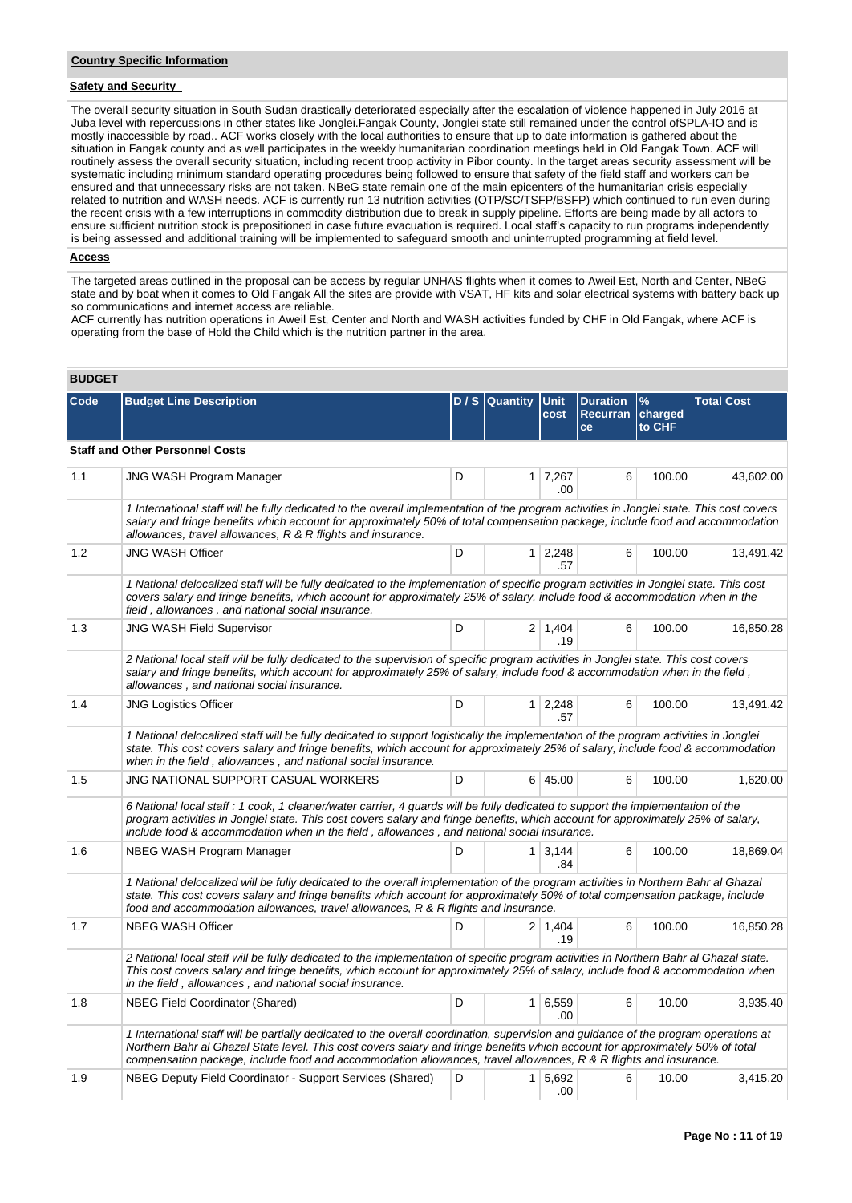**Country Specific Information**

**Safety and Security**

The overall security situation in South Sudan drastically deteriorated especially after the escalation of violence happened in July 2016 at Juba level with repercussions in other states like Jonglei.Fangak County, Jonglei state still remained under the control ofSPLA-IO and is mostly inaccessible by road.. ACF works closely with the local authorities to ensure that up to date information is gathered about the situation in Fangak county and as well participates in the weekly humanitarian coordination meetings held in Old Fangak Town. ACF will routinely assess the overall security situation, including recent troop activity in Pibor county. In the target areas security assessment will be systematic including minimum standard operating procedures being followed to ensure that safety of the field staff and workers can be ensured and that unnecessary risks are not taken. NBeG state remain one of the main epicenters of the humanitarian crisis especially related to nutrition and WASH needs. ACF is currently run 13 nutrition activities (OTP/SC/TSFP/BSFP) which continued to run even during the recent crisis with a few interruptions in commodity distribution due to break in supply pipeline. Efforts are being made by all actors to ensure sufficient nutrition stock is prepositioned in case future evacuation is required. Local staff's capacity to run programs independently is being assessed and additional training will be implemented to safeguard smooth and uninterrupted programming at field level.

**Access**

The targeted areas outlined in the proposal can be access by regular UNHAS flights when it comes to Aweil Est, North and Center, NBeG state and by boat when it comes to Old Fangak All the sites are provide with VSAT, HF kits and solar electrical systems with battery back up so communications and internet access are reliable.
ACF currently has nutrition operations in Aweil Est, Center and North and WASH activities funded by CHF in Old Fangak, where ACF is operating from the base of Hold the Child which is the nutrition partner in the area.

**BUDGET**

| Code | Budget Line Description | D / S | Quantity | Unit cost | Duration Recurrance | % charged to CHF | Total Cost |
|---|---|---|---|---|---|---|---|
| **Staff and Other Personnel Costs** | | | | | | | |
| 1.1 | JNG WASH Program Manager | D | 1 | 7,267.00 | 6 | 100.00 | 43,602.00 |
| | *1 International staff will be fully dedicated to the overall implementation of the program activities in Jonglei state. This cost covers salary and fringe benefits which account for approximately 50% of total compensation package, include food and accommodation allowances, travel allowances, R & R flights and insurance.* | | | | | | |
| 1.2 | JNG WASH Officer | D | 1 | 2,248.57 | 6 | 100.00 | 13,491.42 |
| | *1 National delocalized staff will be fully dedicated to the implementation of specific program activities in Jonglei state. This cost covers salary and fringe benefits, which account for approximately 25% of salary, include food & accommodation when in the field , allowances , and national social insurance.* | | | | | | |
| 1.3 | JNG WASH Field Supervisor | D | 2 | 1,404.19 | 6 | 100.00 | 16,850.28 |
| | *2 National local staff will be fully dedicated to the supervision of specific program activities in Jonglei state. This cost covers salary and fringe benefits, which account for approximately 25% of salary, include food & accommodation when in the field , allowances , and national social insurance.* | | | | | | |
| 1.4 | JNG Logistics Officer | D | 1 | 2,248.57 | 6 | 100.00 | 13,491.42 |
| | *1 National delocalized staff will be fully dedicated to support logistically the implementation of the program activities in Jonglei state. This cost covers salary and fringe benefits, which account for approximately 25% of salary, include food & accommodation when in the field , allowances , and national social insurance.* | | | | | | |
| 1.5 | JNG NATIONAL SUPPORT CASUAL WORKERS | D | 6 | 45.00 | 6 | 100.00 | 1,620.00 |
| | *6 National local staff : 1 cook, 1 cleaner/water carrier, 4 guards will be fully dedicated to support the implementation of the program activities in Jonglei state. This cost covers salary and fringe benefits, which account for approximately 25% of salary, include food & accommodation when in the field , allowances , and national social insurance.* | | | | | | |
| 1.6 | NBEG WASH Program Manager | D | 1 | 3,144.84 | 6 | 100.00 | 18,869.04 |
| | *1 National delocalized will be fully dedicated to the overall implementation of the program activities in Northern Bahr al Ghazal state. This cost covers salary and fringe benefits which account for approximately 50% of total compensation package, include food and accommodation allowances, travel allowances, R & R flights and insurance.* | | | | | | |
| 1.7 | NBEG WASH Officer | D | 2 | 1,404.19 | 6 | 100.00 | 16,850.28 |
| | *2 National local staff will be fully dedicated to the implementation of specific program activities in Northern Bahr al Ghazal state. This cost covers salary and fringe benefits, which account for approximately 25% of salary, include food & accommodation when in the field , allowances , and national social insurance.* | | | | | | |
| 1.8 | NBEG Field Coordinator (Shared) | D | 1 | 6,559.00 | 6 | 10.00 | 3,935.40 |
| | *1 International staff will be partially dedicated to the overall coordination, supervision and guidance of the program operations at Northern Bahr al Ghazal State level. This cost covers salary and fringe benefits which account for approximately 50% of total compensation package, include food and accommodation allowances, travel allowances, R & R flights and insurance.* | | | | | | |
| 1.9 | NBEG Deputy Field Coordinator - Support Services (Shared) | D | 1 | 5,692.00 | 6 | 10.00 | 3,415.20 |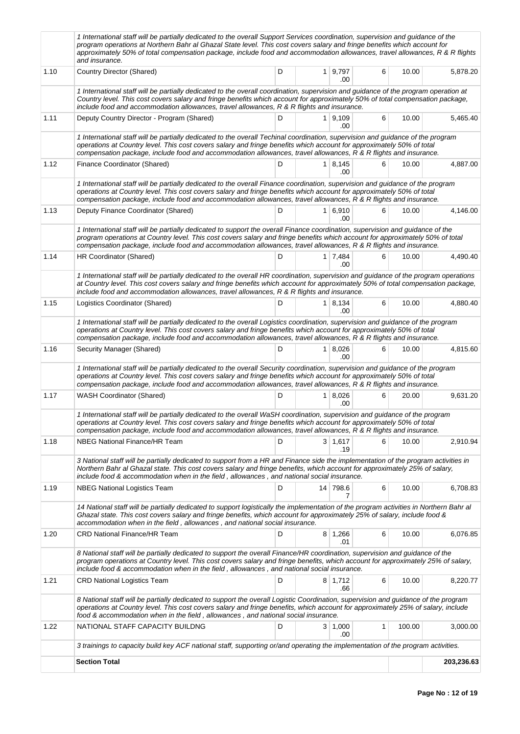| | | | | | | | |
|---|---|---|---|---|---|---|---|
| | *1 International staff will be partially dedicated to the overall Support Services coordination, supervision and guidance of the program operations at Northern Bahr al Ghazal State level. This cost covers salary and fringe benefits which account for approximately 50% of total compensation package, include food and accommodation allowances, travel allowances, R & R flights and insurance.* | | | | | | |
| 1.10 | Country Director (Shared) | D | 1 | 9,797.00 | 6 | 10.00 | 5,878.20 |
| | *1 International staff will be partially dedicated to the overall coordination, supervision and guidance of the program operation at Country level. This cost covers salary and fringe benefits which account for approximately 50% of total compensation package, include food and accommodation allowances, travel allowances, R & R flights and insurance.* | | | | | | |
| 1.11 | Deputy Country Director - Program (Shared) | D | 1 | 9,109.00 | 6 | 10.00 | 5,465.40 |
| | *1 International staff will be partially dedicated to the overall Techinal coordination, supervision and guidance of the program operations at Country level. This cost covers salary and fringe benefits which account for approximately 50% of total compensation package, include food and accommodation allowances, travel allowances, R & R flights and insurance.* | | | | | | |
| 1.12 | Finance Coordinator (Shared) | D | 1 | 8,145.00 | 6 | 10.00 | 4,887.00 |
| | *1 International staff will be partially dedicated to the overall Finance coordination, supervision and guidance of the program operations at Country level. This cost covers salary and fringe benefits which account for approximately 50% of total compensation package, include food and accommodation allowances, travel allowances, R & R flights and insurance.* | | | | | | |
| 1.13 | Deputy Finance Coordinator (Shared) | D | 1 | 6,910.00 | 6 | 10.00 | 4,146.00 |
| | *1 International staff will be partially dedicated to support the overall Finance coordination, supervision and guidance of the program operations at Country level. This cost covers salary and fringe benefits which account for approximately 50% of total compensation package, include food and accommodation allowances, travel allowances, R & R flights and insurance.* | | | | | | |
| 1.14 | HR Coordinator (Shared) | D | 1 | 7,484.00 | 6 | 10.00 | 4,490.40 |
| | *1 International staff will be partially dedicated to the overall HR coordination, supervision and guidance of the program operations at Country level. This cost covers salary and fringe benefits which account for approximately 50% of total compensation package, include food and accommodation allowances, travel allowances, R & R flights and insurance.* | | | | | | |
| 1.15 | Logistics Coordinator (Shared) | D | 1 | 8,134.00 | 6 | 10.00 | 4,880.40 |
| | *1 International staff will be partially dedicated to the overall Logistics coordination, supervision and guidance of the program operations at Country level. This cost covers salary and fringe benefits which account for approximately 50% of total compensation package, include food and accommodation allowances, travel allowances, R & R flights and insurance.* | | | | | | |
| 1.16 | Security Manager (Shared) | D | 1 | 8,026.00 | 6 | 10.00 | 4,815.60 |
| | *1 International staff will be partially dedicated to the overall Security coordination, supervision and guidance of the program operations at Country level. This cost covers salary and fringe benefits which account for approximately 50% of total compensation package, include food and accommodation allowances, travel allowances, R & R flights and insurance.* | | | | | | |
| 1.17 | WASH Coordinator (Shared) | D | 1 | 8,026.00 | 6 | 20.00 | 9,631.20 |
| | *1 International staff will be partially dedicated to the overall WaSH coordination, supervision and guidance of the program operations at Country level. This cost covers salary and fringe benefits which account for approximately 50% of total compensation package, include food and accommodation allowances, travel allowances, R & R flights and insurance.* | | | | | | |
| 1.18 | NBEG National Finance/HR Team | D | 3 | 1,617.19 | 6 | 10.00 | 2,910.94 |
| | *3 National staff will be partially dedicated to support from a HR and Finance side the implementation of the program activities in Northern Bahr al Ghazal state. This cost covers salary and fringe benefits which account for approximately 25% of salary, include food & accommodation when in the field , allowances , and national social insurance.* | | | | | | |
| 1.19 | NBEG National Logistics Team | D | 14 | 798.67 | 6 | 10.00 | 6,708.83 |
| | *14 National staff will be partially dedicated to support logistically the implementation of the program activities in Northern Bahr al Ghazal state. This cost covers salary and fringe benefits, which account for approximately 25% of salary, include food & accommodation when in the field , allowances , and national social insurance.* | | | | | | |
| 1.20 | CRD National Finance/HR Team | D | 8 | 1,266.01 | 6 | 10.00 | 6,076.85 |
| | *8 National staff will be partially dedicated to support the overall Finance/HR coordination, supervision and guidance of the program operations at Country level. This cost covers salary and fringe benefits, which account for approximately 25% of salary, include food & accommodation when in the field , allowances , and national social insurance.* | | | | | | |
| 1.21 | CRD National Logistics Team | D | 8 | 1,712.66 | 6 | 10.00 | 8,220.77 |
| | *8 National staff will be partially dedicated to support the overall Logistic Coordination, supervision and guidance of the program operations at Country level. This cost covers salary and fringe benefits, which account for approximately 25% of salary, include food & accommodation when in the field , allowances , and national social insurance.* | | | | | | |
| 1.22 | NATIONAL STAFF CAPACITY BUILDNG | D | 3 | 1,000.00 | 1 | 100.00 | 3,000.00 |
| | *3 trainings to capacity build key ACF national staff, supporting or/and operating the implementation of the program activities.* | | | | | | |
| | **Section Total** | | | | | | **203,236.63** |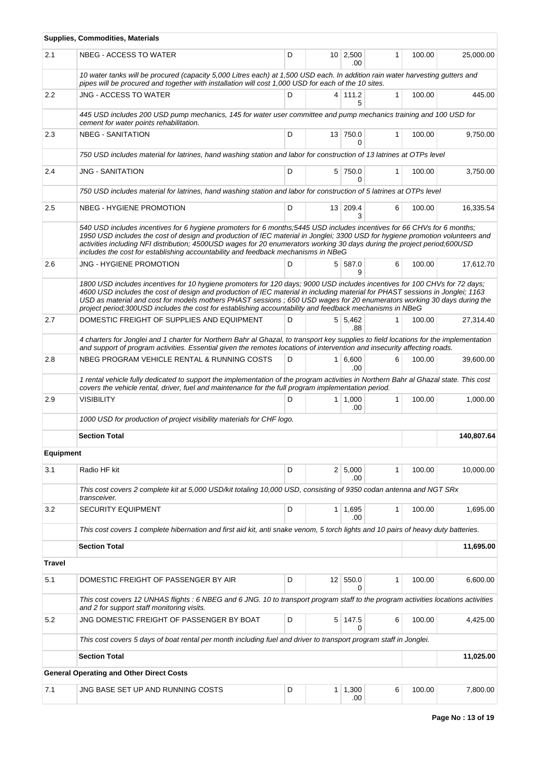| | **Supplies, Commodities, Materials** | | | | | | |
|---|---|---|---|---|---|---|---|
| 2.1 | NBEG - ACCESS TO WATER | D | 10 | 2,500.00 | 1 | 100.00 | 25,000.00 |
| | *10 water tanks will be procured (capacity 5,000 Litres each) at 1,500 USD each. In addition rain water harvesting gutters and pipes will be procured and together with installation will cost 1,000 USD for each of the 10 sites.* | | | | | | |
| 2.2 | JNG - ACCESS TO WATER | D | 4 | 111.25 | 1 | 100.00 | 445.00 |
| | *445 USD includes 200 USD pump mechanics, 145 for water user committee and pump mechanics training and 100 USD for cement for water points rehabilitation.* | | | | | | |
| 2.3 | NBEG - SANITATION | D | 13 | 750.00 | 1 | 100.00 | 9,750.00 |
| | *750 USD includes material for latrines, hand washing station and labor for construction of 13 latrines at OTPs level* | | | | | | |
| 2.4 | JNG - SANITATION | D | 5 | 750.00 | 1 | 100.00 | 3,750.00 |
| | *750 USD includes material for latrines, hand washing station and labor for construction of 5 latrines at OTPs level* | | | | | | |
| 2.5 | NBEG - HYGIENE PROMOTION | D | 13 | 209.43 | 6 | 100.00 | 16,335.54 |
| | *540 USD includes incentives for 6 hygiene promoters for 6 months;5445 USD includes incentives for 66 CHVs for 6 months; 1950 USD includes the cost of design and production of IEC material in Jonglei; 3300 USD for hygiene promotion volunteers and activities including NFI distribution; 4500USD wages for 20 enumerators working 30 days during the project period;600USD includes the cost for establishing accountability and feedback mechanisms in NBeG* | | | | | | |
| 2.6 | JNG - HYGIENE PROMOTION | D | 5 | 587.09 | 6 | 100.00 | 17,612.70 |
| | *1800 USD includes incentives for 10 hygiene promoters for 120 days; 9000 USD includes incentives for 100 CHVs for 72 days; 4600 USD includes the cost of design and production of IEC material in including material for PHAST sessions in Jonglei; 1163 USD as material and cost for models mothers PHAST sessions ; 650 USD wages for 20 enumerators working 30 days during the project period;300USD includes the cost for establishing accountability and feedback mechanisms in NBeG* | | | | | | |
| 2.7 | DOMESTIC FREIGHT OF SUPPLIES AND EQUIPMENT | D | 5 | 5,462.88 | 1 | 100.00 | 27,314.40 |
| | *4 charters for Jonglei and 1 charter for Northern Bahr al Ghazal, to transport key supplies to field locations for the implementation and support of program activities. Essential given the remotes locations of intervention and insecurity affecting roads.* | | | | | | |
| 2.8 | NBEG PROGRAM VEHICLE RENTAL & RUNNING COSTS | D | 1 | 6,600.00 | 6 | 100.00 | 39,600.00 |
| | *1 rental vehicle fully dedicated to support the implementation of the program activities in Northern Bahr al Ghazal state. This cost covers the vehicle rental, driver, fuel and maintenance for the full program implementation period.* | | | | | | |
| 2.9 | VISIBILITY | D | 1 | 1,000.00 | 1 | 100.00 | 1,000.00 |
| | *1000 USD for production of project visibility materials for CHF logo.* | | | | | | |
| | **Section Total** | | | | | | **140,807.64** |
| **Equipment** | | | | | | | |
| 3.1 | Radio HF kit | D | 2 | 5,000.00 | 1 | 100.00 | 10,000.00 |
| | *This cost covers 2 complete kit at 5,000 USD/kit totaling 10,000 USD, consisting of 9350 codan antenna and NGT SRx transceiver.* | | | | | | |
| 3.2 | SECURITY EQUIPMENT | D | 1 | 1,695.00 | 1 | 100.00 | 1,695.00 |
| | *This cost covers 1 complete hibernation and first aid kit, anti snake venom, 5 torch lights and 10 pairs of heavy duty batteries.* | | | | | | |
| | **Section Total** | | | | | | **11,695.00** |
| **Travel** | | | | | | | |
| 5.1 | DOMESTIC FREIGHT OF PASSENGER BY AIR | D | 12 | 550.00 | 1 | 100.00 | 6,600.00 |
| | *This cost covers 12 UNHAS flights : 6 NBEG and 6 JNG. 10 to transport program staff to the program activities locations activities and 2 for support staff monitoring visits.* | | | | | | |
| 5.2 | JNG DOMESTIC FREIGHT OF PASSENGER BY BOAT | D | 5 | 147.50 | 6 | 100.00 | 4,425.00 |
| | *This cost covers 5 days of boat rental per month including fuel and driver to transport program staff in Jonglei.* | | | | | | |
| | **Section Total** | | | | | | **11,025.00** |
| | **General Operating and Other Direct Costs** | | | | | | |
| 7.1 | JNG BASE SET UP AND RUNNING COSTS | D | 1 | 1,300.00 | 6 | 100.00 | 7,800.00 |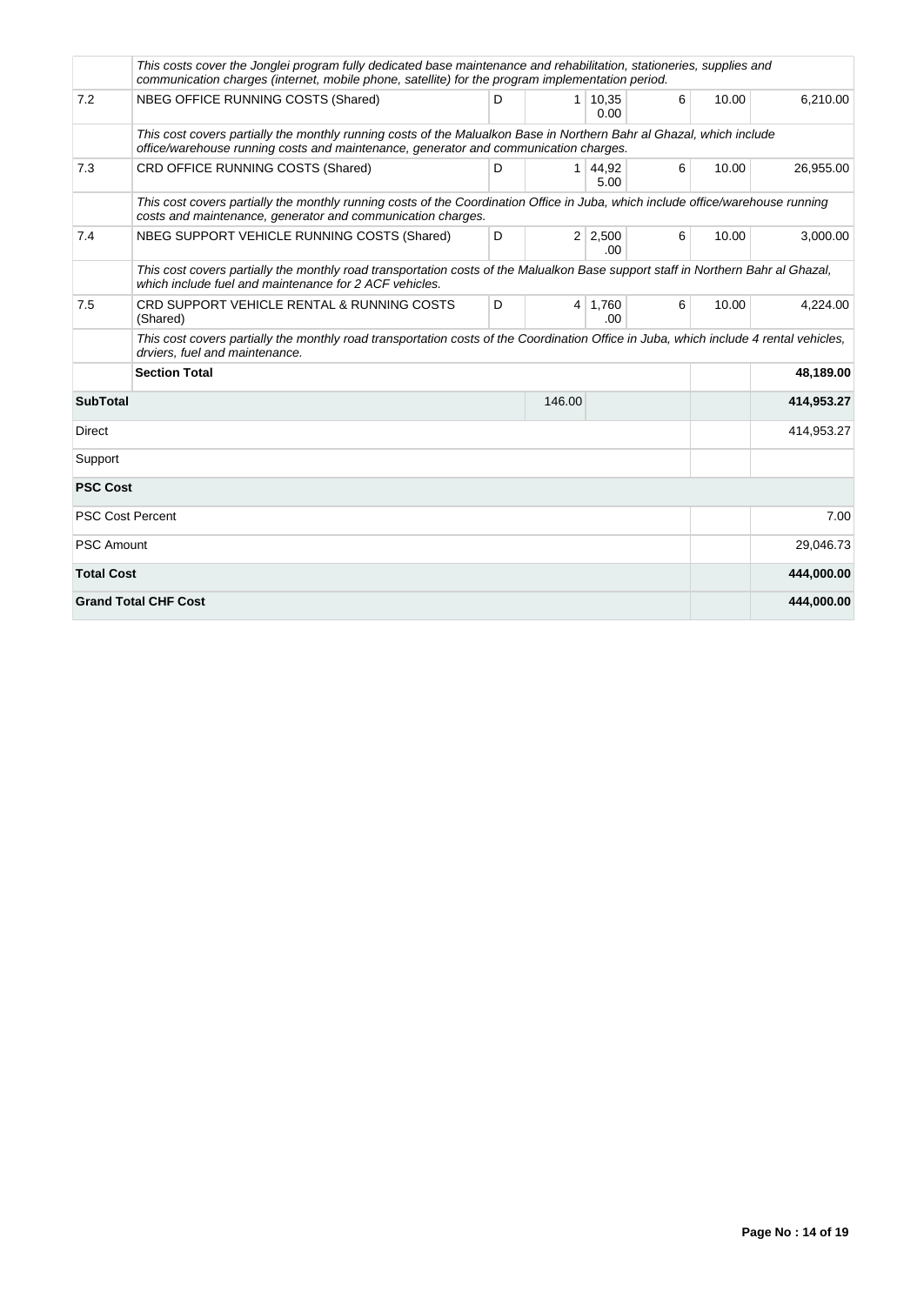| | | | | | | | |
|---|---|---|---|---|---|---|---|
| | *This costs cover the Jonglei program fully dedicated base maintenance and rehabilitation, stationeries, supplies and communication charges (internet, mobile phone, satellite) for the program implementation period.* | | | | | | |
| 7.2 | NBEG OFFICE RUNNING COSTS (Shared) | D | 1 | 10,350.00 | 6 | 10.00 | 6,210.00 |
| | *This cost covers partially the monthly running costs of the Malualkon Base in Northern Bahr al Ghazal, which include office/warehouse running costs and maintenance, generator and communication charges.* | | | | | | |
| 7.3 | CRD OFFICE RUNNING COSTS (Shared) | D | 1 | 44,925.00 | 6 | 10.00 | 26,955.00 |
| | *This cost covers partially the monthly running costs of the Coordination Office in Juba, which include office/warehouse running costs and maintenance, generator and communication charges.* | | | | | | |
| 7.4 | NBEG SUPPORT VEHICLE RUNNING COSTS (Shared) | D | 2 | 2,500.00 | 6 | 10.00 | 3,000.00 |
| | *This cost covers partially the monthly road transportation costs of the Malualkon Base support staff in Northern Bahr al Ghazal, which include fuel and maintenance for 2 ACF vehicles.* | | | | | | |
| 7.5 | CRD SUPPORT VEHICLE RENTAL & RUNNING COSTS (Shared) | D | 4 | 1,760.00 | 6 | 10.00 | 4,224.00 |
| | *This cost covers partially the monthly road transportation costs of the Coordination Office in Juba, which include 4 rental vehicles, drviers, fuel and maintenance.* | | | | | | |
| | **Section Total** | | | | | | **48,189.00** |
| **SubTotal** | | | 146.00 | | | | **414,953.27** |
| Direct | | | | | | | 414,953.27 |
| Support | | | | | | | |
| **PSC Cost** | | | | | | | |
| PSC Cost Percent | | | | | | | 7.00 |
| PSC Amount | | | | | | | 29,046.73 |
| **Total Cost** | | | | | | | **444,000.00** |
| **Grand Total CHF Cost** | | | | | | | **444,000.00** |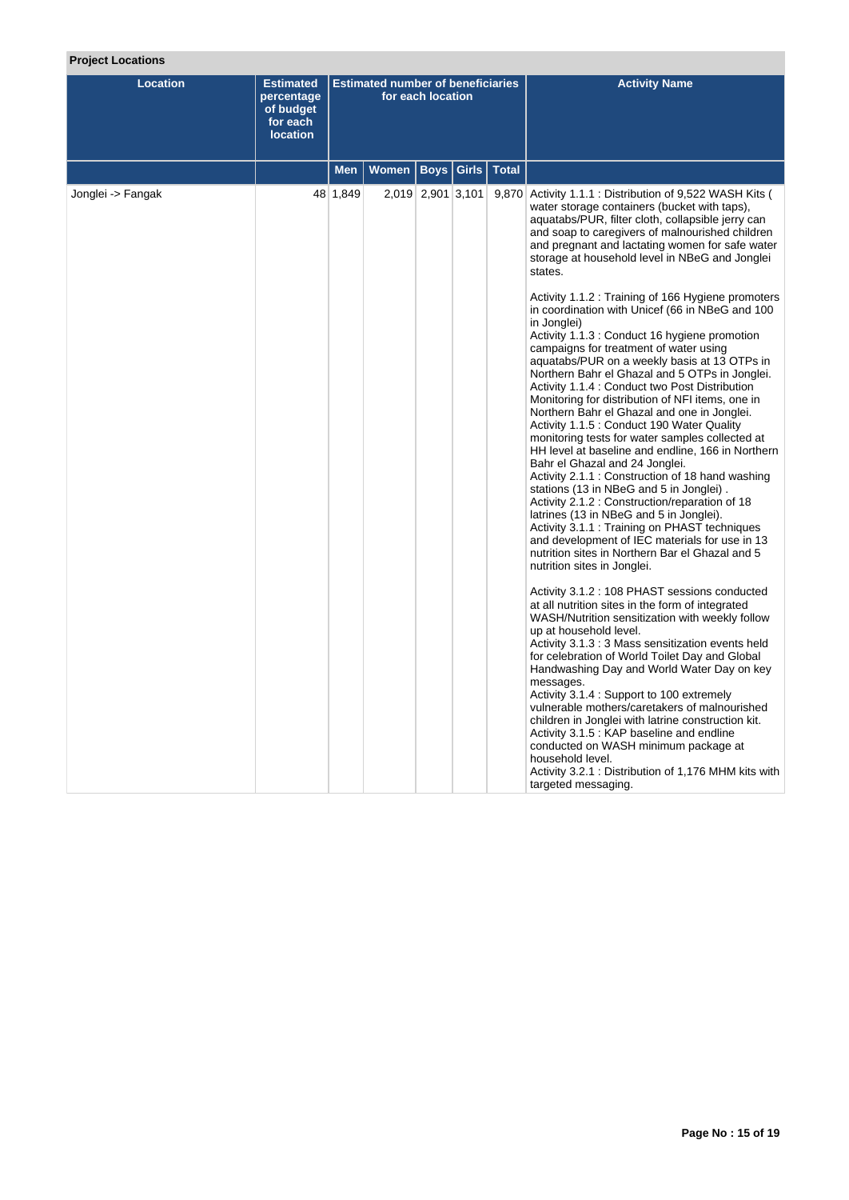**Project Locations**

| Location | Estimated percentage of budget for each location | Estimated number of beneficiaries for each location | | | | | Activity Name |
|---|---|---|---|---|---|---|---|
| | | Men | Women | Boys | Girls | Total | |
| Jonglei -> Fangak | 48 | 1,849 | 2,019 | 2,901 | 3,101 | 9,870 | Activity 1.1.1 : Distribution of 9,522 WASH Kits ( water storage containers (bucket with taps), aquatabs/PUR, filter cloth, collapsible jerry can and soap to caregivers of malnourished children and pregnant and lactating women for safe water storage at household level in NBeG and Jonglei states.<br><br>Activity 1.1.2 : Training of 166 Hygiene promoters in coordination with Unicef (66 in NBeG and 100 in Jonglei)<br>Activity 1.1.3 : Conduct 16 hygiene promotion campaigns for treatment of water using aquatabs/PUR on a weekly basis at 13 OTPs in Northern Bahr el Ghazal and 5 OTPs in Jonglei.<br>Activity 1.1.4 : Conduct two Post Distribution Monitoring for distribution of NFI items, one in Northern Bahr el Ghazal and one in Jonglei.<br>Activity 1.1.5 : Conduct 190 Water Quality monitoring tests for water samples collected at HH level at baseline and endline, 166 in Northern Bahr el Ghazal and 24 Jonglei.<br>Activity 2.1.1 : Construction of 18 hand washing stations (13 in NBeG and 5 in Jonglei) .<br>Activity 2.1.2 : Construction/reparation of 18 latrines (13 in NBeG and 5 in Jonglei).<br>Activity 3.1.1 : Training on PHAST techniques and development of IEC materials for use in 13 nutrition sites in Northern Bar el Ghazal and 5 nutrition sites in Jonglei.<br><br>Activity 3.1.2 : 108 PHAST sessions conducted at all nutrition sites in the form of integrated WASH/Nutrition sensitization with weekly follow up at household level.<br>Activity 3.1.3 : 3 Mass sensitization events held for celebration of World Toilet Day and Global Handwashing Day and World Water Day on key messages.<br>Activity 3.1.4 : Support to 100 extremely vulnerable mothers/caretakers of malnourished children in Jonglei with latrine construction kit.<br>Activity 3.1.5 : KAP baseline and endline conducted on WASH minimum package at household level.<br>Activity 3.2.1 : Distribution of 1,176 MHM kits with targeted messaging. |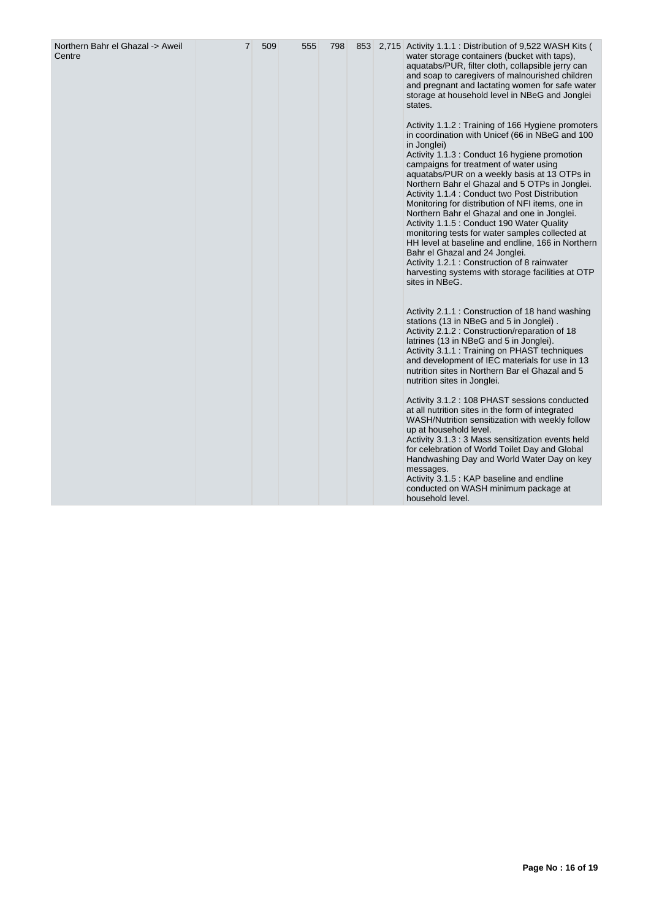| | | | | | | |
|---|---|---|---|---|---|---|
| Northern Bahr el Ghazal -> Aweil Centre | 7 | 509 | 555 | 798 | 853 | 2,715 | Activity 1.1.1 : Distribution of 9,522 WASH Kits ( water storage containers (bucket with taps), aquatabs/PUR, filter cloth, collapsible jerry can and soap to caregivers of malnourished children and pregnant and lactating women for safe water storage at household level in NBeG and Jonglei states.<br><br>Activity 1.1.2 : Training of 166 Hygiene promoters in coordination with Unicef (66 in NBeG and 100 in Jonglei)<br>Activity 1.1.3 : Conduct 16 hygiene promotion campaigns for treatment of water using aquatabs/PUR on a weekly basis at 13 OTPs in Northern Bahr el Ghazal and 5 OTPs in Jonglei.<br>Activity 1.1.4 : Conduct two Post Distribution Monitoring for distribution of NFI items, one in Northern Bahr el Ghazal and one in Jonglei.<br>Activity 1.1.5 : Conduct 190 Water Quality monitoring tests for water samples collected at HH level at baseline and endline, 166 in Northern Bahr el Ghazal and 24 Jonglei.<br>Activity 1.2.1 : Construction of 8 rainwater harvesting systems with storage facilities at OTP sites in NBeG.<br><br>Activity 2.1.1 : Construction of 18 hand washing stations (13 in NBeG and 5 in Jonglei) .<br>Activity 2.1.2 : Construction/reparation of 18 latrines (13 in NBeG and 5 in Jonglei).<br>Activity 3.1.1 : Training on PHAST techniques and development of IEC materials for use in 13 nutrition sites in Northern Bar el Ghazal and 5 nutrition sites in Jonglei.<br><br>Activity 3.1.2 : 108 PHAST sessions conducted at all nutrition sites in the form of integrated WASH/Nutrition sensitization with weekly follow up at household level.<br>Activity 3.1.3 : 3 Mass sensitization events held for celebration of World Toilet Day and Global Handwashing Day and World Water Day on key messages.<br>Activity 3.1.5 : KAP baseline and endline conducted on WASH minimum package at household level. |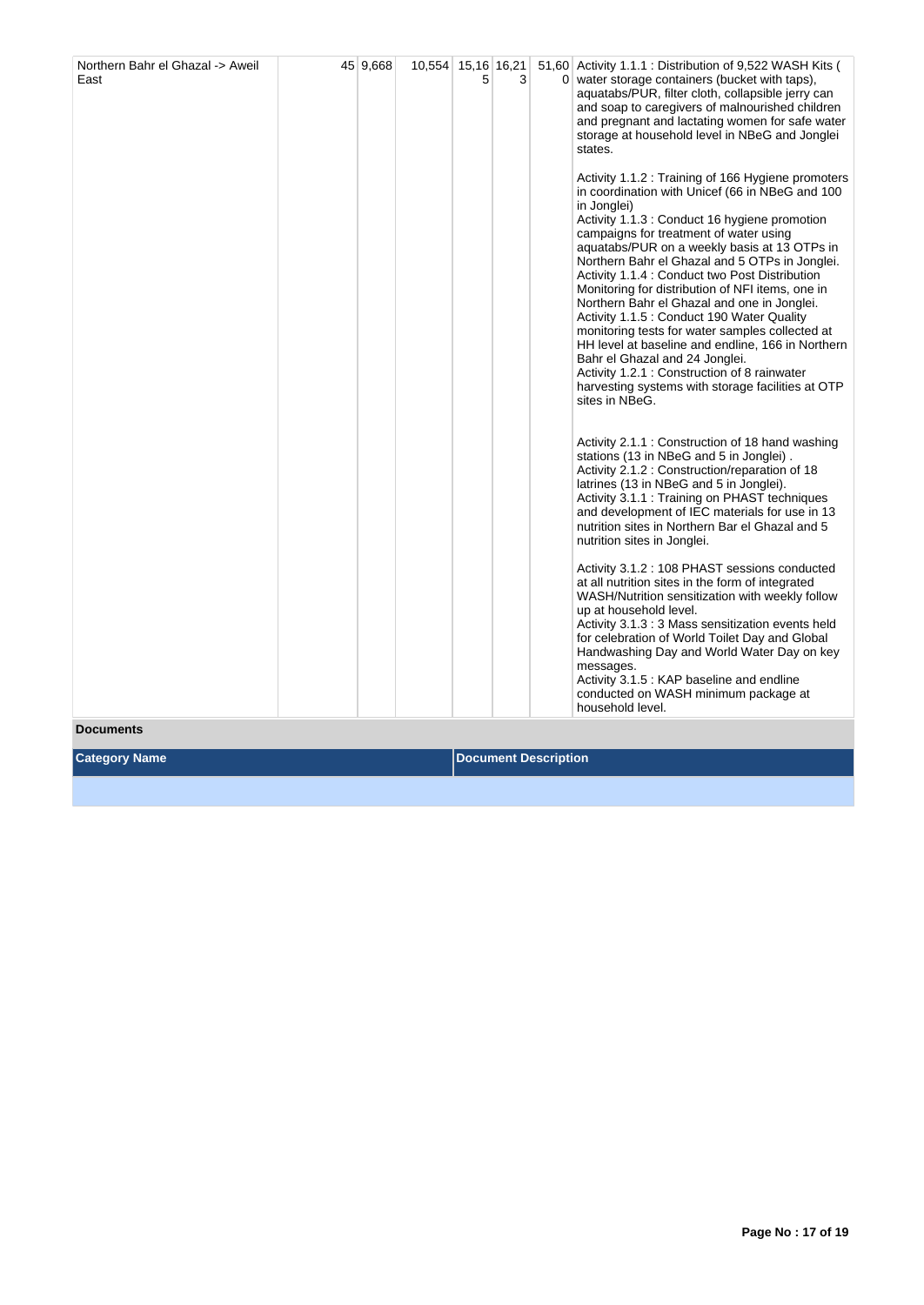| | | | | | | | |
|---|---|---|---|---|---|---|---|
| Northern Bahr el Ghazal -> Aweil East | 45 | 9,668 | 10,554 | 15,165 | 16,213 | 51,600 | Activity 1.1.1 : Distribution of 9,522 WASH Kits ( water storage containers (bucket with taps), aquatabs/PUR, filter cloth, collapsible jerry can and soap to caregivers of malnourished children and pregnant and lactating women for safe water storage at household level in NBeG and Jonglei states.<br><br>Activity 1.1.2 : Training of 166 Hygiene promoters in coordination with Unicef (66 in NBeG and 100 in Jonglei)<br>Activity 1.1.3 : Conduct 16 hygiene promotion campaigns for treatment of water using aquatabs/PUR on a weekly basis at 13 OTPs in Northern Bahr el Ghazal and 5 OTPs in Jonglei.<br>Activity 1.1.4 : Conduct two Post Distribution Monitoring for distribution of NFI items, one in Northern Bahr el Ghazal and one in Jonglei.<br>Activity 1.1.5 : Conduct 190 Water Quality monitoring tests for water samples collected at HH level at baseline and endline, 166 in Northern Bahr el Ghazal and 24 Jonglei.<br>Activity 1.2.1 : Construction of 8 rainwater harvesting systems with storage facilities at OTP sites in NBeG.<br><br>Activity 2.1.1 : Construction of 18 hand washing stations (13 in NBeG and 5 in Jonglei) .<br>Activity 2.1.2 : Construction/reparation of 18 latrines (13 in NBeG and 5 in Jonglei).<br>Activity 3.1.1 : Training on PHAST techniques and development of IEC materials for use in 13 nutrition sites in Northern Bar el Ghazal and 5 nutrition sites in Jonglei.<br><br>Activity 3.1.2 : 108 PHAST sessions conducted at all nutrition sites in the form of integrated WASH/Nutrition sensitization with weekly follow up at household level.<br>Activity 3.1.3 : 3 Mass sensitization events held for celebration of World Toilet Day and Global Handwashing Day and World Water Day on key messages.<br>Activity 3.1.5 : KAP baseline and endline conducted on WASH minimum package at household level. |

**Documents**

| Category Name | Document Description |
|---|---|
| | |